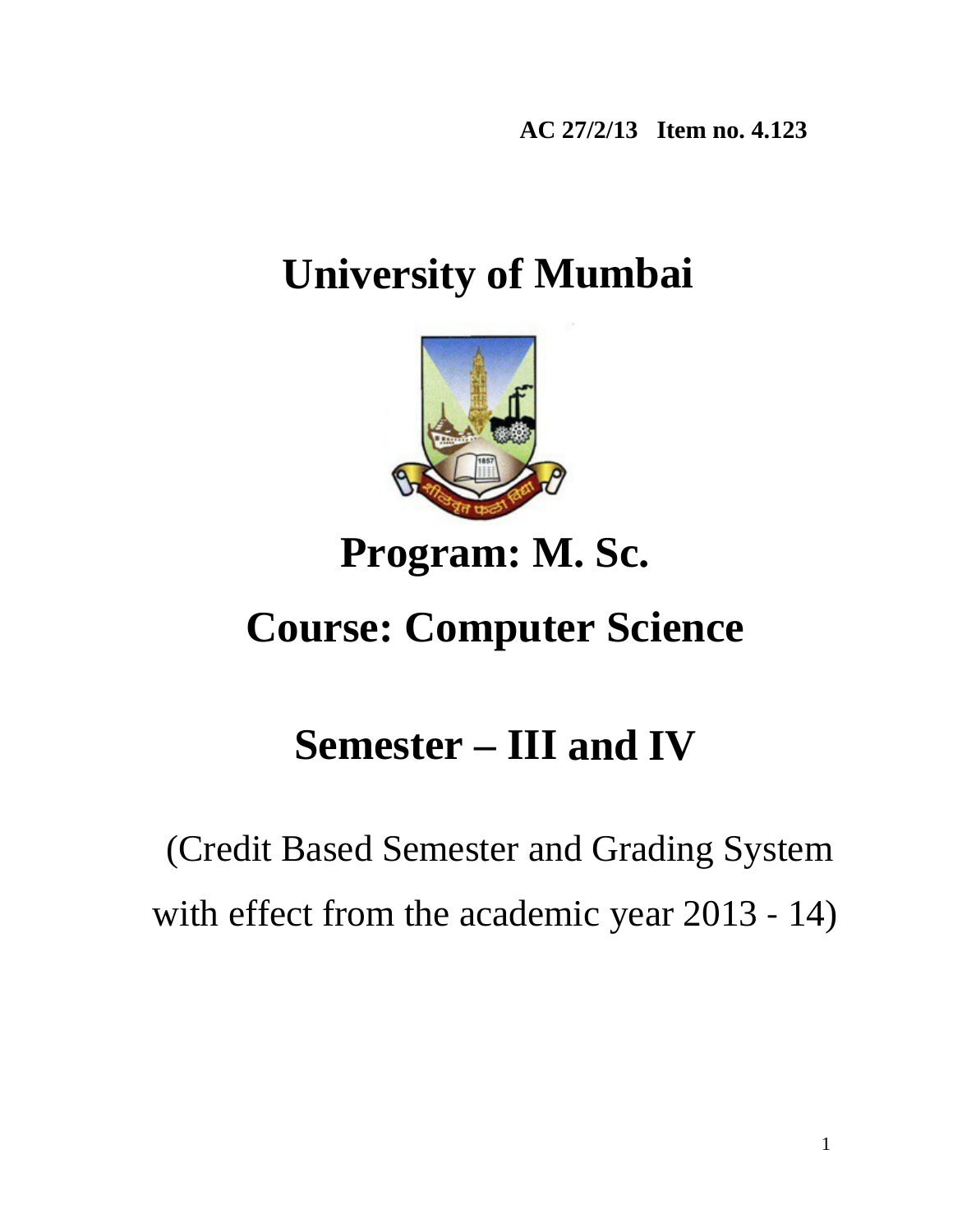**AC 27/2/13 Item no. 4.123**

# University of Mumbai

# Program: M. Sc.

# Course: Computer Science

# Semester – III and IV

(Credit Based Semester and Grading System with effect from the academic year 2013 - 14)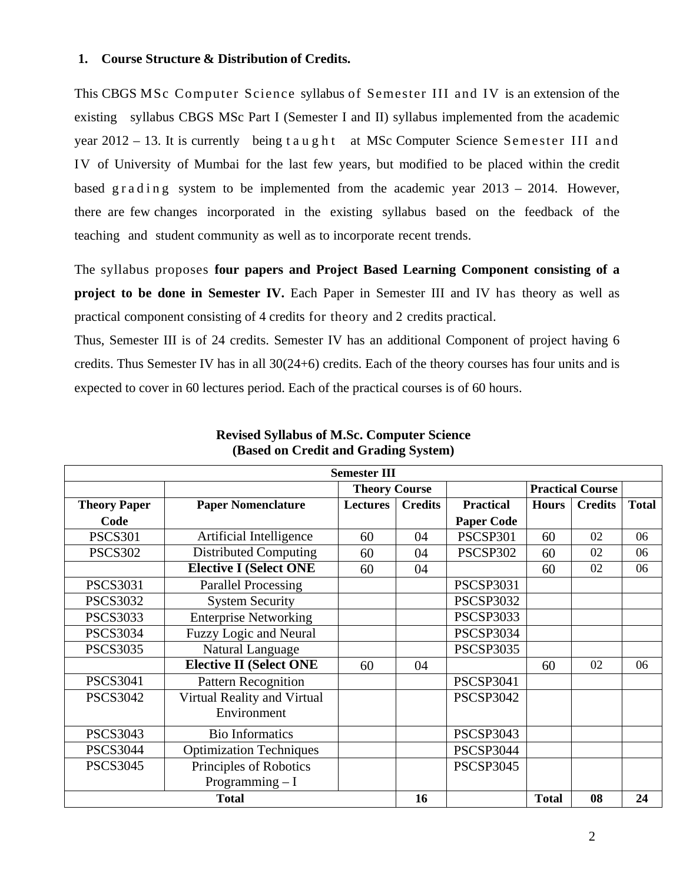## 1. Course Structure & Distribution of Credits.

This CBGS MSc Computer Science syllabus of Semester III and IV is an extension of the existing syllabus CBGS MSc Part I (Semester I and II) syllabus implemented from the academic year 2012 – 13. It is currently being taught at MSc Computer Science Semester III and IV of University of Mumbai for the last few years, but modified to be placed within the credit based grading system to be implemented from the academic year 2013 – 2014. However, there are few changes incorporated in the existing syllabus based on the feedback of the teaching and student community as well as to incorporate recent trends.

The syllabus proposes **four papers and Project Based Learning Component consisting of a project to be done in Semester IV.** Each Paper in Semester III and IV has theory as well as practical component consisting of 4 credits for theory and 2 credits practical.

Thus, Semester III is of 24 credits. Semester IV has an additional Component of project having 6 credits. Thus Semester IV has in all 30(24+6) credits. Each of the theory courses has four units and is expected to cover in 60 lectures period. Each of the practical courses is of 60 hours.

**Revised Syllabus of M.Sc. Computer Science**
**(Based on Credit and Grading System)**

| **Semester III** | | | | | | | |
|---|---|---|---|---|---|---|---|
| | | **Theory Course** | | | **Practical Course** | | |
| **Theory Paper Code** | **Paper Nomenclature** | **Lectures** | **Credits** | **Practical Paper Code** | **Hours** | **Credits** | **Total** |
| PSCS301 | Artificial Intelligence | 60 | 04 | PSCSP301 | 60 | 02 | 06 |
| PSCS302 | Distributed Computing | 60 | 04 | PSCSP302 | 60 | 02 | 06 |
| | **Elective I (Select ONE** | 60 | 04 | | 60 | 02 | 06 |
| PSCS3031 | Parallel Processing | | | PSCSP3031 | | | |
| PSCS3032 | System Security | | | PSCSP3032 | | | |
| PSCS3033 | Enterprise Networking | | | PSCSP3033 | | | |
| PSCS3034 | Fuzzy Logic and Neural | | | PSCSP3034 | | | |
| PSCS3035 | Natural Language | | | PSCSP3035 | | | |
| | **Elective II (Select ONE** | 60 | 04 | | 60 | 02 | 06 |
| PSCS3041 | Pattern Recognition | | | PSCSP3041 | | | |
| PSCS3042 | Virtual Reality and Virtual Environment | | | PSCSP3042 | | | |
| PSCS3043 | Bio Informatics | | | PSCSP3043 | | | |
| PSCS3044 | Optimization Techniques | | | PSCSP3044 | | | |
| PSCS3045 | Principles of Robotics Programming – I | | | PSCSP3045 | | | |
| **Total** | | | **16** | | **Total** | **08** | **24** |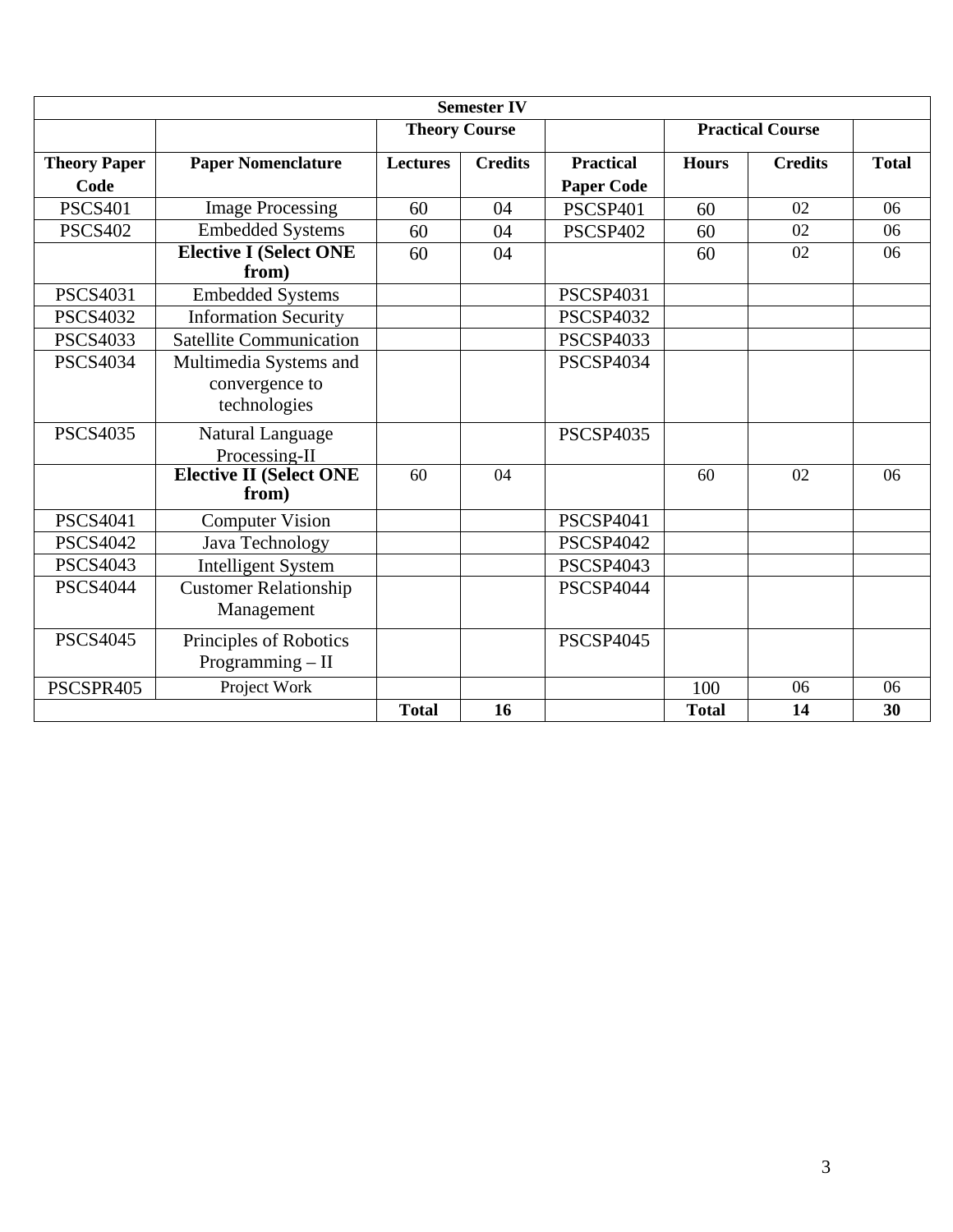| Semester IV | | | | | | | |
|---|---|---|---|---|---|---|---|
| | | **Theory Course** | | | **Practical Course** | | |
| **Theory Paper Code** | **Paper Nomenclature** | **Lectures** | **Credits** | **Practical Paper Code** | **Hours** | **Credits** | **Total** |
| PSCS401 | Image Processing | 60 | 04 | PSCSP401 | 60 | 02 | 06 |
| PSCS402 | Embedded Systems | 60 | 04 | PSCSP402 | 60 | 02 | 06 |
| | **Elective I (Select ONE from)** | 60 | 04 | | 60 | 02 | 06 |
| PSCS4031 | Embedded Systems | | | PSCSP4031 | | | |
| PSCS4032 | Information Security | | | PSCSP4032 | | | |
| PSCS4033 | Satellite Communication | | | PSCSP4033 | | | |
| PSCS4034 | Multimedia Systems and convergence to technologies | | | PSCSP4034 | | | |
| PSCS4035 | Natural Language Processing-II | | | PSCSP4035 | | | |
| | **Elective II (Select ONE from)** | 60 | 04 | | 60 | 02 | 06 |
| PSCS4041 | Computer Vision | | | PSCSP4041 | | | |
| PSCS4042 | Java Technology | | | PSCSP4042 | | | |
| PSCS4043 | Intelligent System | | | PSCSP4043 | | | |
| PSCS4044 | Customer Relationship Management | | | PSCSP4044 | | | |
| PSCS4045 | Principles of Robotics Programming – II | | | PSCSP4045 | | | |
| PSCSPR405 | Project Work | | | | 100 | 06 | 06 |
| | | **Total** | **16** | | **Total** | **14** | **30** |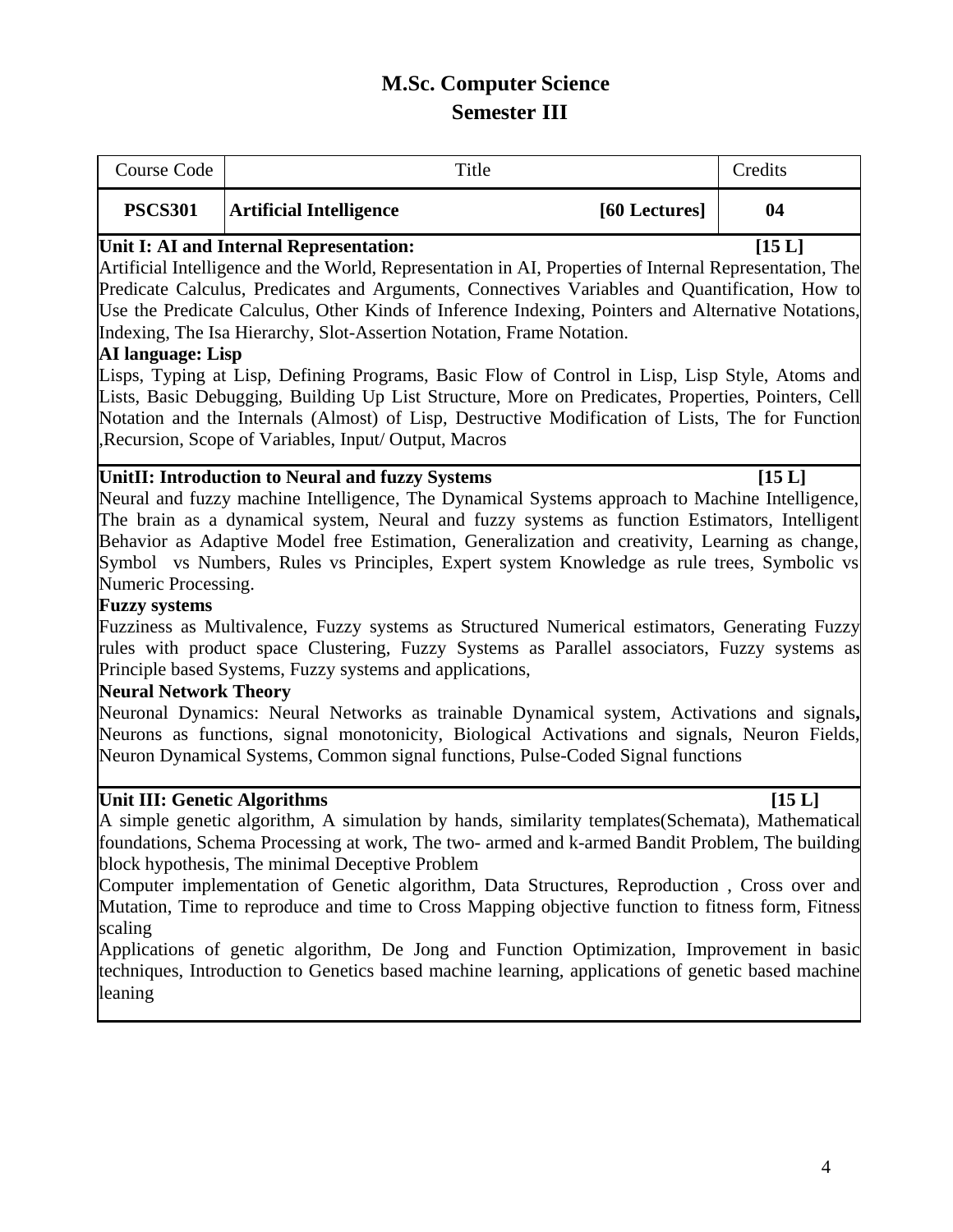# M.Sc. Computer Science
## Semester III

| Course Code | Title | | Credits |
|---|---|---|---|
| **PSCS301** | **Artificial Intelligence** | **[60 Lectures]** | **04** |

**Unit I: AI and Internal Representation:** **[15 L]**

Artificial Intelligence and the World, Representation in AI, Properties of Internal Representation, The Predicate Calculus, Predicates and Arguments, Connectives Variables and Quantification, How to Use the Predicate Calculus, Other Kinds of Inference Indexing, Pointers and Alternative Notations, Indexing, The Isa Hierarchy, Slot-Assertion Notation, Frame Notation.

**AI language: Lisp**

Lisps, Typing at Lisp, Defining Programs, Basic Flow of Control in Lisp, Lisp Style, Atoms and Lists, Basic Debugging, Building Up List Structure, More on Predicates, Properties, Pointers, Cell Notation and the Internals (Almost) of Lisp, Destructive Modification of Lists, The for Function ,Recursion, Scope of Variables, Input/ Output, Macros

**UnitII: Introduction to Neural and fuzzy Systems** **[15 L]**

Neural and fuzzy machine Intelligence, The Dynamical Systems approach to Machine Intelligence, The brain as a dynamical system, Neural and fuzzy systems as function Estimators, Intelligent Behavior as Adaptive Model free Estimation, Generalization and creativity, Learning as change, Symbol vs Numbers, Rules vs Principles, Expert system Knowledge as rule trees, Symbolic vs Numeric Processing.

**Fuzzy systems**

Fuzziness as Multivalence, Fuzzy systems as Structured Numerical estimators, Generating Fuzzy rules with product space Clustering, Fuzzy Systems as Parallel associators, Fuzzy systems as Principle based Systems, Fuzzy systems and applications,

**Neural Network Theory**

Neuronal Dynamics: Neural Networks as trainable Dynamical system, Activations and signals**,** Neurons as functions, signal monotonicity, Biological Activations and signals, Neuron Fields, Neuron Dynamical Systems, Common signal functions, Pulse-Coded Signal functions

**Unit III: Genetic Algorithms** **[15 L]**

A simple genetic algorithm, A simulation by hands, similarity templates(Schemata), Mathematical foundations, Schema Processing at work, The two- armed and k-armed Bandit Problem, The building block hypothesis, The minimal Deceptive Problem

Computer implementation of Genetic algorithm, Data Structures, Reproduction , Cross over and Mutation, Time to reproduce and time to Cross Mapping objective function to fitness form, Fitness scaling

Applications of genetic algorithm, De Jong and Function Optimization, Improvement in basic techniques, Introduction to Genetics based machine learning, applications of genetic based machine leaning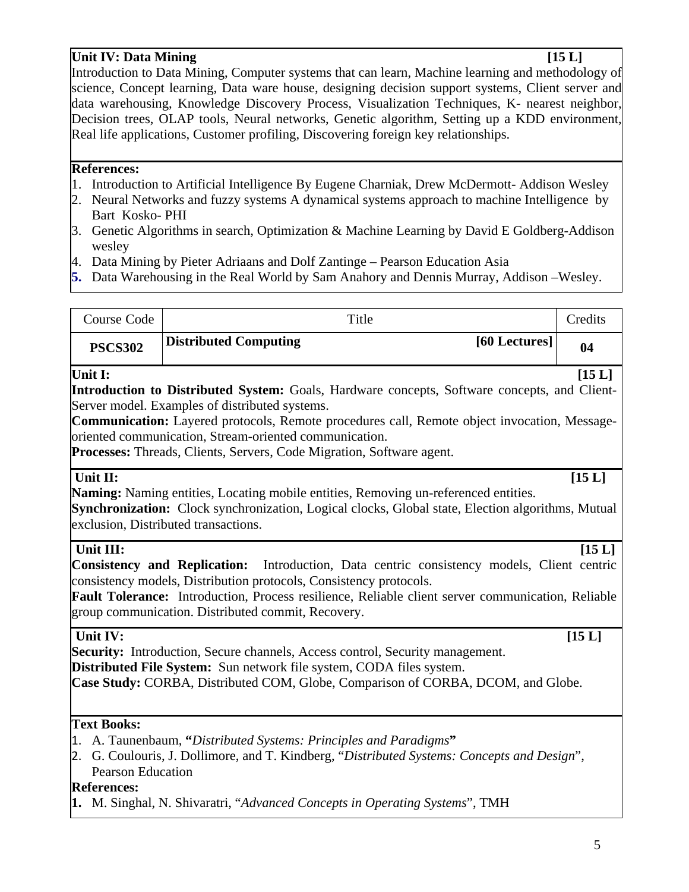**Unit IV: Data Mining** **[15 L]**

Introduction to Data Mining, Computer systems that can learn, Machine learning and methodology of science, Concept learning, Data ware house, designing decision support systems, Client server and data warehousing, Knowledge Discovery Process, Visualization Techniques, K- nearest neighbor, Decision trees, OLAP tools, Neural networks, Genetic algorithm, Setting up a KDD environment, Real life applications, Customer profiling, Discovering foreign key relationships.

**References:**

1. Introduction to Artificial Intelligence By Eugene Charniak, Drew McDermott- Addison Wesley
2. Neural Networks and fuzzy systems A dynamical systems approach to machine Intelligence by Bart Kosko- PHI
3. Genetic Algorithms in search, Optimization & Machine Learning by David E Goldberg-Addison wesley
4. Data Mining by Pieter Adriaans and Dolf Zantinge – Pearson Education Asia
5. Data Warehousing in the Real World by Sam Anahory and Dennis Murray, Addison –Wesley.

| Course Code | Title | Credits |
|---|---|---|
| **PSCS302** | **Distributed Computing** **[60 Lectures]** | **04** |

**Unit I:** **[15 L]**

**Introduction to Distributed System:** Goals, Hardware concepts, Software concepts, and Client-Server model. Examples of distributed systems.

**Communication:** Layered protocols, Remote procedures call, Remote object invocation, Message-oriented communication, Stream-oriented communication.

**Processes:** Threads, Clients, Servers, Code Migration, Software agent.

**Unit II:** **[15 L]**

**Naming:** Naming entities, Locating mobile entities, Removing un-referenced entities.

**Synchronization:** Clock synchronization, Logical clocks, Global state, Election algorithms, Mutual exclusion, Distributed transactions.

**Unit III:** **[15 L]**

**Consistency and Replication:** Introduction, Data centric consistency models, Client centric consistency models, Distribution protocols, Consistency protocols.

**Fault Tolerance:** Introduction, Process resilience, Reliable client server communication, Reliable group communication. Distributed commit, Recovery.

**Unit IV:** **[15 L]**

**Security:** Introduction, Secure channels, Access control, Security management.

**Distributed File System:** Sun network file system, CODA files system.

**Case Study:** CORBA, Distributed COM, Globe, Comparison of CORBA, DCOM, and Globe.

**Text Books:**

1. A. Taunenbaum, **"***Distributed Systems: Principles and Paradigms***"**
2. G. Coulouris, J. Dollimore, and T. Kindberg, "*Distributed Systems: Concepts and Design*", Pearson Education

**References:**

1. M. Singhal, N. Shivaratri, "*Advanced Concepts in Operating Systems*", TMH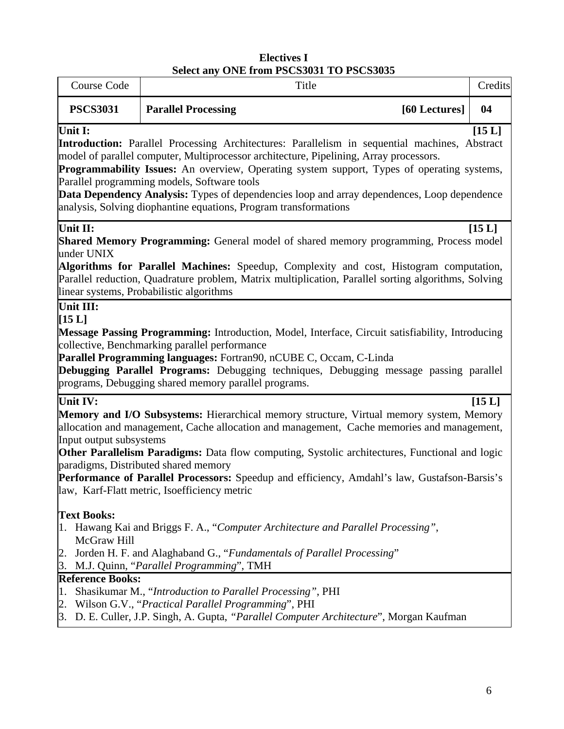## Electives I
### Select any ONE from PSCS3031 TO PSCS3035

| Course Code | Title | Credits |
|---|---|---|
| **PSCS3031** | **Parallel Processing** **[60 Lectures]** | **04** |

**Unit I:** **[15 L]**

**Introduction:** Parallel Processing Architectures: Parallelism in sequential machines, Abstract model of parallel computer, Multiprocessor architecture, Pipelining, Array processors.

**Programmability Issues:** An overview, Operating system support, Types of operating systems, Parallel programming models, Software tools

**Data Dependency Analysis:** Types of dependencies loop and array dependences, Loop dependence analysis, Solving diophantine equations, Program transformations

**Unit II:** **[15 L]**

**Shared Memory Programming:** General model of shared memory programming, Process model under UNIX

**Algorithms for Parallel Machines:** Speedup, Complexity and cost, Histogram computation, Parallel reduction, Quadrature problem, Matrix multiplication, Parallel sorting algorithms, Solving linear systems, Probabilistic algorithms

**Unit III:** **[15 L]**

**Message Passing Programming:** Introduction, Model, Interface, Circuit satisfiability, Introducing collective, Benchmarking parallel performance

**Parallel Programming languages:** Fortran90, nCUBE C, Occam, C-Linda

**Debugging Parallel Programs:** Debugging techniques, Debugging message passing parallel programs, Debugging shared memory parallel programs.

**Unit IV:** **[15 L]**

**Memory and I/O Subsystems:** Hierarchical memory structure, Virtual memory system, Memory allocation and management, Cache allocation and management, Cache memories and management, Input output subsystems

**Other Parallelism Paradigms:** Data flow computing, Systolic architectures, Functional and logic paradigms, Distributed shared memory

**Performance of Parallel Processors:** Speedup and efficiency, Amdahl's law, Gustafson-Barsis's law, Karf-Flatt metric, Isoefficiency metric

**Text Books:**

1. Hawang Kai and Briggs F. A., "*Computer Architecture and Parallel Processing*", McGraw Hill
2. Jorden H. F. and Alaghaband G., "*Fundamentals of Parallel Processing*"
3. M.J. Quinn, "*Parallel Programming*", TMH

**Reference Books:**

1. Shasikumar M., "*Introduction to Parallel Processing*", PHI
2. Wilson G.V., "*Practical Parallel Programming*", PHI
3. D. E. Culler, J.P. Singh, A. Gupta, "*Parallel Computer Architecture*", Morgan Kaufman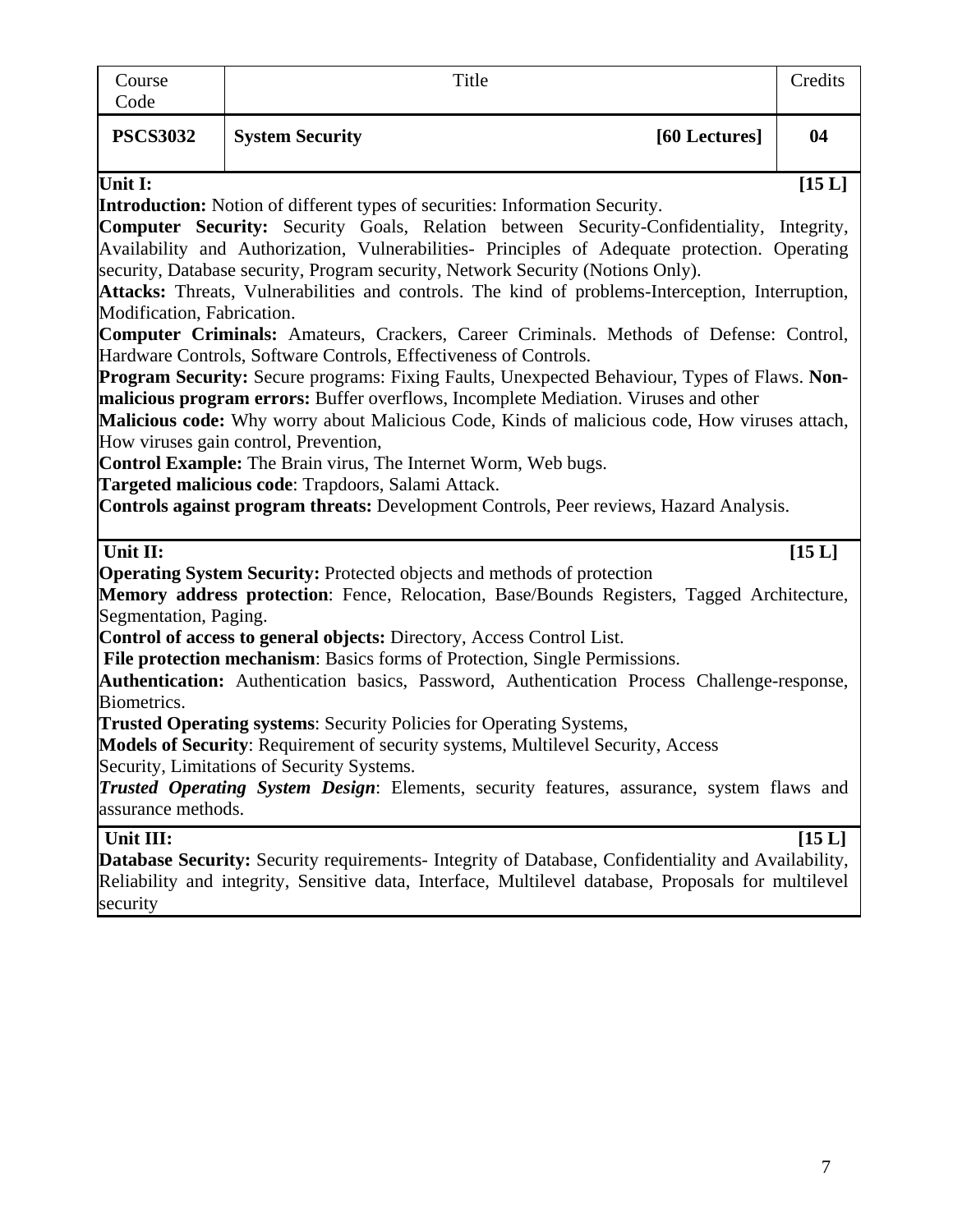| Course Code | Title | Credits |
|---|---|---|
| **PSCS3032** | **System Security** **[60 Lectures]** | **04** |

**Unit I:** **[15 L]**

**Introduction:** Notion of different types of securities: Information Security.

**Computer Security:** Security Goals, Relation between Security-Confidentiality, Integrity, Availability and Authorization, Vulnerabilities- Principles of Adequate protection. Operating security, Database security, Program security, Network Security (Notions Only).

**Attacks:** Threats, Vulnerabilities and controls. The kind of problems-Interception, Interruption, Modification, Fabrication.

**Computer Criminals:** Amateurs, Crackers, Career Criminals. Methods of Defense: Control, Hardware Controls, Software Controls, Effectiveness of Controls.

**Program Security:** Secure programs: Fixing Faults, Unexpected Behaviour, Types of Flaws. **Non-malicious program errors:** Buffer overflows, Incomplete Mediation. Viruses and other

**Malicious code:** Why worry about Malicious Code, Kinds of malicious code, How viruses attach, How viruses gain control, Prevention,

**Control Example:** The Brain virus, The Internet Worm, Web bugs.

**Targeted malicious code**: Trapdoors, Salami Attack.

**Controls against program threats:** Development Controls, Peer reviews, Hazard Analysis.

**Unit II:** **[15 L]**

**Operating System Security:** Protected objects and methods of protection

**Memory address protection**: Fence, Relocation, Base/Bounds Registers, Tagged Architecture, Segmentation, Paging.

**Control of access to general objects:** Directory, Access Control List.

**File protection mechanism**: Basics forms of Protection, Single Permissions.

**Authentication:** Authentication basics, Password, Authentication Process Challenge-response, Biometrics.

**Trusted Operating systems**: Security Policies for Operating Systems,

**Models of Security**: Requirement of security systems, Multilevel Security, Access Security, Limitations of Security Systems.

***Trusted Operating System Design***: Elements, security features, assurance, system flaws and assurance methods.

**Unit III:** **[15 L]**

**Database Security:** Security requirements- Integrity of Database, Confidentiality and Availability, Reliability and integrity, Sensitive data, Interface, Multilevel database, Proposals for multilevel security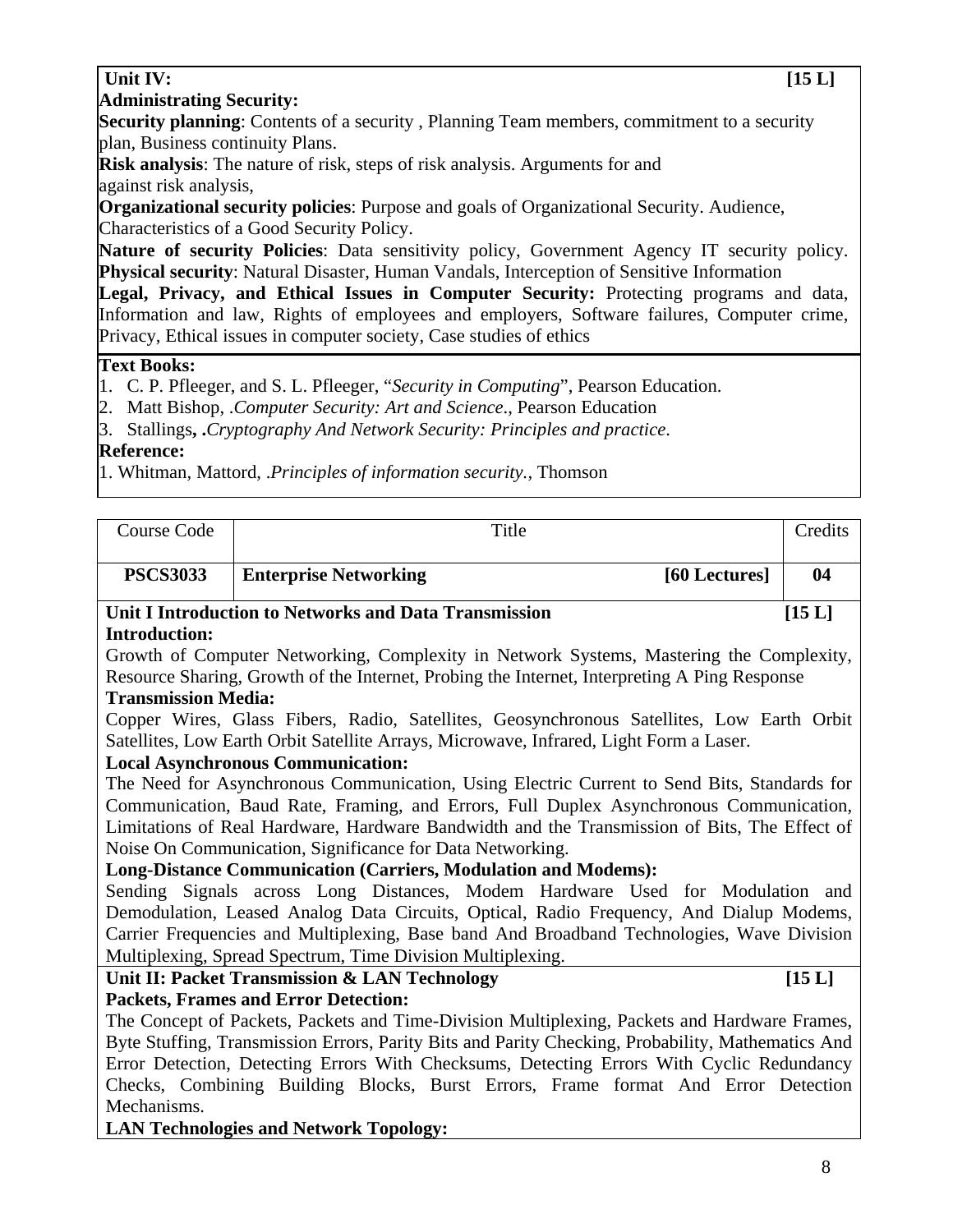**Unit IV:** **[15 L]**

**Administrating Security:**

**Security planning**: Contents of a security , Planning Team members, commitment to a security plan, Business continuity Plans.

**Risk analysis**: The nature of risk, steps of risk analysis. Arguments for and against risk analysis,

**Organizational security policies**: Purpose and goals of Organizational Security. Audience, Characteristics of a Good Security Policy.

**Nature of security Policies**: Data sensitivity policy, Government Agency IT security policy.

**Physical security**: Natural Disaster, Human Vandals, Interception of Sensitive Information

**Legal, Privacy, and Ethical Issues in Computer Security:** Protecting programs and data, Information and law, Rights of employees and employers, Software failures, Computer crime, Privacy, Ethical issues in computer society, Case studies of ethics

**Text Books:**

1. C. P. Pfleeger, and S. L. Pfleeger, "*Security in Computing*", Pearson Education.
2. Matt Bishop, .*Computer Security: Art and Science*., Pearson Education
3. Stallings**, .***Cryptography And Network Security: Principles and practice*.

**Reference:**

1. Whitman, Mattord, .*Principles of information security*., Thomson

| Course Code | Title | Credits |
|---|---|---|
| **PSCS3033** | **Enterprise Networking** **[60 Lectures]** | **04** |

**Unit I Introduction to Networks and Data Transmission** **[15 L]**

**Introduction:**

Growth of Computer Networking, Complexity in Network Systems, Mastering the Complexity, Resource Sharing, Growth of the Internet, Probing the Internet, Interpreting A Ping Response

**Transmission Media:**

Copper Wires, Glass Fibers, Radio, Satellites, Geosynchronous Satellites, Low Earth Orbit Satellites, Low Earth Orbit Satellite Arrays, Microwave, Infrared, Light Form a Laser.

**Local Asynchronous Communication:**

The Need for Asynchronous Communication, Using Electric Current to Send Bits, Standards for Communication, Baud Rate, Framing, and Errors, Full Duplex Asynchronous Communication, Limitations of Real Hardware, Hardware Bandwidth and the Transmission of Bits, The Effect of Noise On Communication, Significance for Data Networking.

**Long-Distance Communication (Carriers, Modulation and Modems):**

Sending Signals across Long Distances, Modem Hardware Used for Modulation and Demodulation, Leased Analog Data Circuits, Optical, Radio Frequency, And Dialup Modems, Carrier Frequencies and Multiplexing, Base band And Broadband Technologies, Wave Division Multiplexing, Spread Spectrum, Time Division Multiplexing.

**Unit II: Packet Transmission & LAN Technology** **[15 L]**

**Packets, Frames and Error Detection:**

The Concept of Packets, Packets and Time-Division Multiplexing, Packets and Hardware Frames, Byte Stuffing, Transmission Errors, Parity Bits and Parity Checking, Probability, Mathematics And Error Detection, Detecting Errors With Checksums, Detecting Errors With Cyclic Redundancy Checks, Combining Building Blocks, Burst Errors, Frame format And Error Detection Mechanisms.

**LAN Technologies and Network Topology:**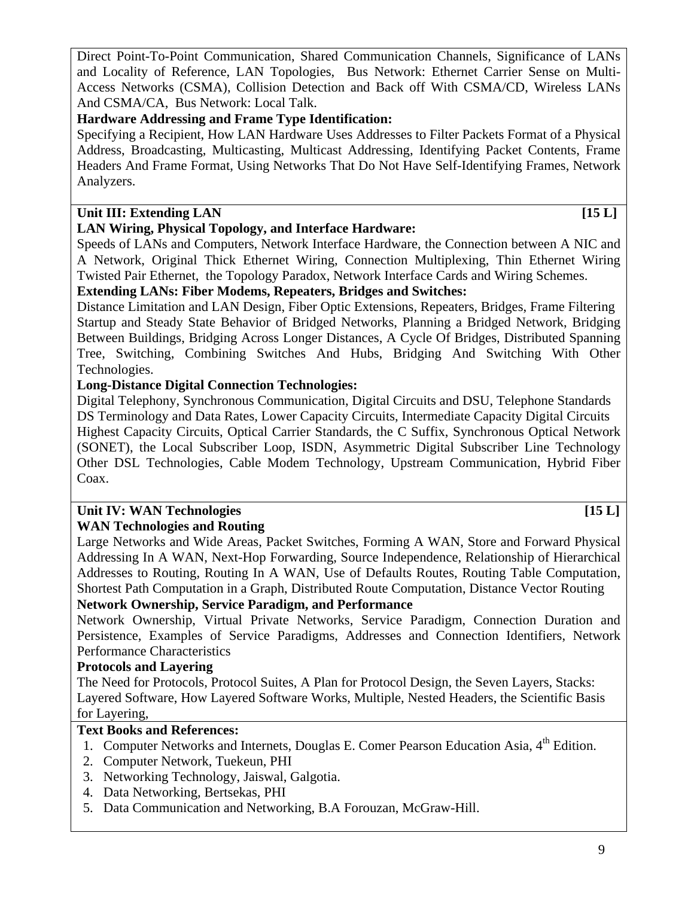Direct Point-To-Point Communication, Shared Communication Channels, Significance of LANs and Locality of Reference, LAN Topologies, Bus Network: Ethernet Carrier Sense on Multi-Access Networks (CSMA), Collision Detection and Back off With CSMA/CD, Wireless LANs And CSMA/CA, Bus Network: Local Talk.

**Hardware Addressing and Frame Type Identification:**

Specifying a Recipient, How LAN Hardware Uses Addresses to Filter Packets Format of a Physical Address, Broadcasting, Multicasting, Multicast Addressing, Identifying Packet Contents, Frame Headers And Frame Format, Using Networks That Do Not Have Self-Identifying Frames, Network Analyzers.

## Unit III: Extending LAN [15 L]

**LAN Wiring, Physical Topology, and Interface Hardware:**

Speeds of LANs and Computers, Network Interface Hardware, the Connection between A NIC and A Network, Original Thick Ethernet Wiring, Connection Multiplexing, Thin Ethernet Wiring Twisted Pair Ethernet, the Topology Paradox, Network Interface Cards and Wiring Schemes.

**Extending LANs: Fiber Modems, Repeaters, Bridges and Switches:**

Distance Limitation and LAN Design, Fiber Optic Extensions, Repeaters, Bridges, Frame Filtering Startup and Steady State Behavior of Bridged Networks, Planning a Bridged Network, Bridging Between Buildings, Bridging Across Longer Distances, A Cycle Of Bridges, Distributed Spanning Tree, Switching, Combining Switches And Hubs, Bridging And Switching With Other Technologies.

**Long-Distance Digital Connection Technologies:**

Digital Telephony, Synchronous Communication, Digital Circuits and DSU, Telephone Standards DS Terminology and Data Rates, Lower Capacity Circuits, Intermediate Capacity Digital Circuits Highest Capacity Circuits, Optical Carrier Standards, the C Suffix, Synchronous Optical Network (SONET), the Local Subscriber Loop, ISDN, Asymmetric Digital Subscriber Line Technology Other DSL Technologies, Cable Modem Technology, Upstream Communication, Hybrid Fiber Coax.

## Unit IV: WAN Technologies [15 L]

**WAN Technologies and Routing**

Large Networks and Wide Areas, Packet Switches, Forming A WAN, Store and Forward Physical Addressing In A WAN, Next-Hop Forwarding, Source Independence, Relationship of Hierarchical Addresses to Routing, Routing In A WAN, Use of Defaults Routes, Routing Table Computation, Shortest Path Computation in a Graph, Distributed Route Computation, Distance Vector Routing

**Network Ownership, Service Paradigm, and Performance**

Network Ownership, Virtual Private Networks, Service Paradigm, Connection Duration and Persistence, Examples of Service Paradigms, Addresses and Connection Identifiers, Network Performance Characteristics

**Protocols and Layering**

The Need for Protocols, Protocol Suites, A Plan for Protocol Design, the Seven Layers, Stacks: Layered Software, How Layered Software Works, Multiple, Nested Headers, the Scientific Basis for Layering,

**Text Books and References:**

1. Computer Networks and Internets, Douglas E. Comer Pearson Education Asia, 4th Edition.
2. Computer Network, Tuekeun, PHI
3. Networking Technology, Jaiswal, Galgotia.
4. Data Networking, Bertsekas, PHI
5. Data Communication and Networking, B.A Forouzan, McGraw-Hill.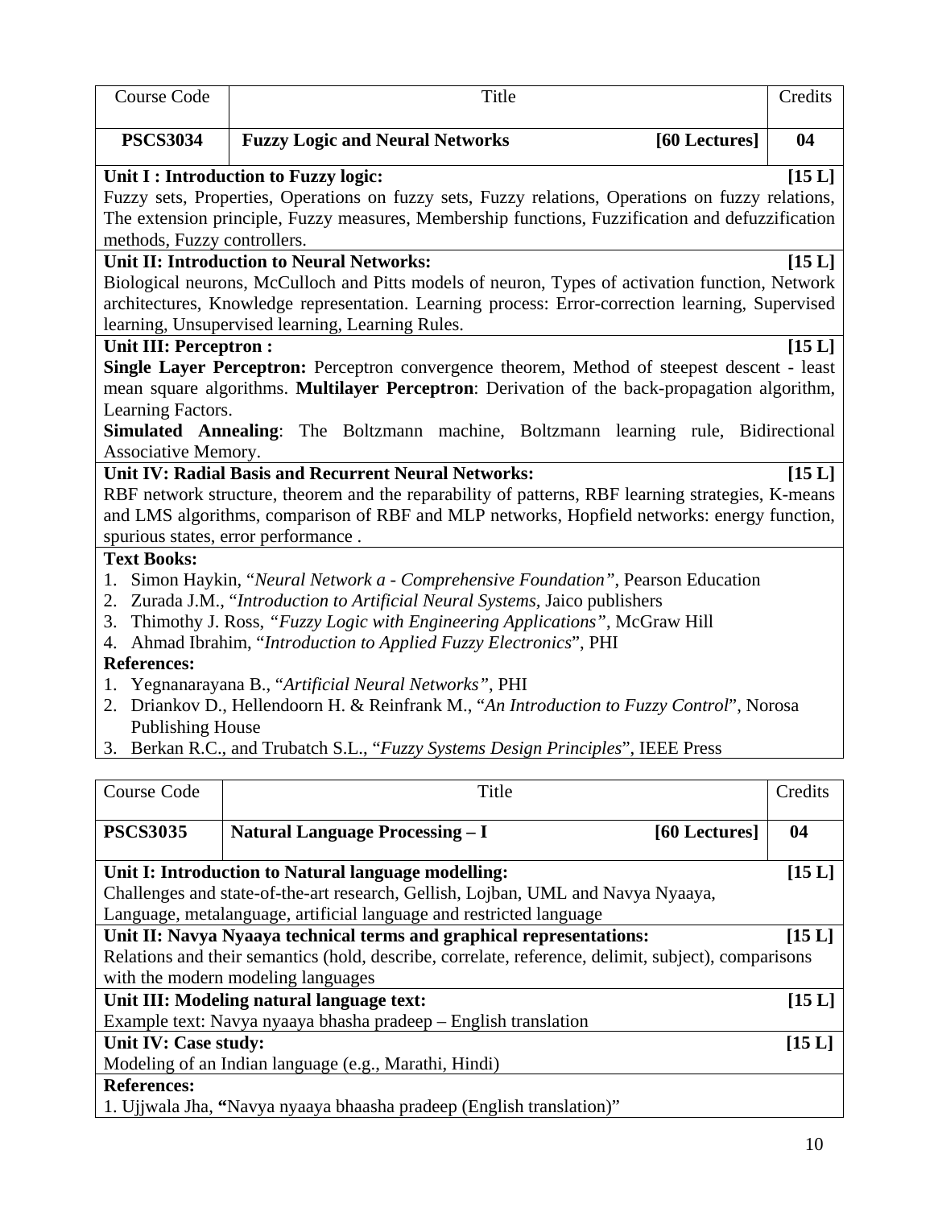| Course Code | Title | Credits |
|---|---|---|
| **PSCS3034** | **Fuzzy Logic and Neural Networks** **[60 Lectures]** | **04** |

**Unit I : Introduction to Fuzzy logic:** **[15 L]**

Fuzzy sets, Properties, Operations on fuzzy sets, Fuzzy relations, Operations on fuzzy relations, The extension principle, Fuzzy measures, Membership functions, Fuzzification and defuzzification methods, Fuzzy controllers.

**Unit II: Introduction to Neural Networks:** **[15 L]**

Biological neurons, McCulloch and Pitts models of neuron, Types of activation function, Network architectures, Knowledge representation. Learning process: Error-correction learning, Supervised learning, Unsupervised learning, Learning Rules.

**Unit III: Perceptron :** **[15 L]**

**Single Layer Perceptron:** Perceptron convergence theorem, Method of steepest descent - least mean square algorithms. **Multilayer Perceptron**: Derivation of the back-propagation algorithm, Learning Factors.

**Simulated Annealing**: The Boltzmann machine, Boltzmann learning rule, Bidirectional Associative Memory.

**Unit IV: Radial Basis and Recurrent Neural Networks:** **[15 L]**

RBF network structure, theorem and the reparability of patterns, RBF learning strategies, K-means and LMS algorithms, comparison of RBF and MLP networks, Hopfield networks: energy function, spurious states, error performance .

**Text Books:**

1. Simon Haykin, "*Neural Network a - Comprehensive Foundation"*, Pearson Education
2. Zurada J.M., "*Introduction to Artificial Neural Systems,* Jaico publishers
3. Thimothy J. Ross, *"Fuzzy Logic with Engineering Applications"*, McGraw Hill
4. Ahmad Ibrahim, "*Introduction to Applied Fuzzy Electronics*", PHI

**References:**

1. Yegnanarayana B., "*Artificial Neural Networks"*, PHI
2. Driankov D., Hellendoorn H. & Reinfrank M., "*An Introduction to Fuzzy Control*", Norosa Publishing House
3. Berkan R.C., and Trubatch S.L., "*Fuzzy Systems Design Principles*", IEEE Press

| Course Code | Title | Credits |
|---|---|---|
| **PSCS3035** | **Natural Language Processing – I** **[60 Lectures]** | **04** |

**Unit I: Introduction to Natural language modelling:** **[15 L]**

Challenges and state-of-the-art research, Gellish, Lojban, UML and Navya Nyaaya, Language, metalanguage, artificial language and restricted language

**Unit II: Navya Nyaaya technical terms and graphical representations:** **[15 L]**

Relations and their semantics (hold, describe, correlate, reference, delimit, subject), comparisons with the modern modeling languages

**Unit III: Modeling natural language text:** **[15 L]**

Example text: Navya nyaaya bhasha pradeep – English translation

**Unit IV: Case study:** **[15 L]**

Modeling of an Indian language (e.g., Marathi, Hindi)

**References:**

1. Ujjwala Jha, **"**Navya nyaaya bhaasha pradeep (English translation)"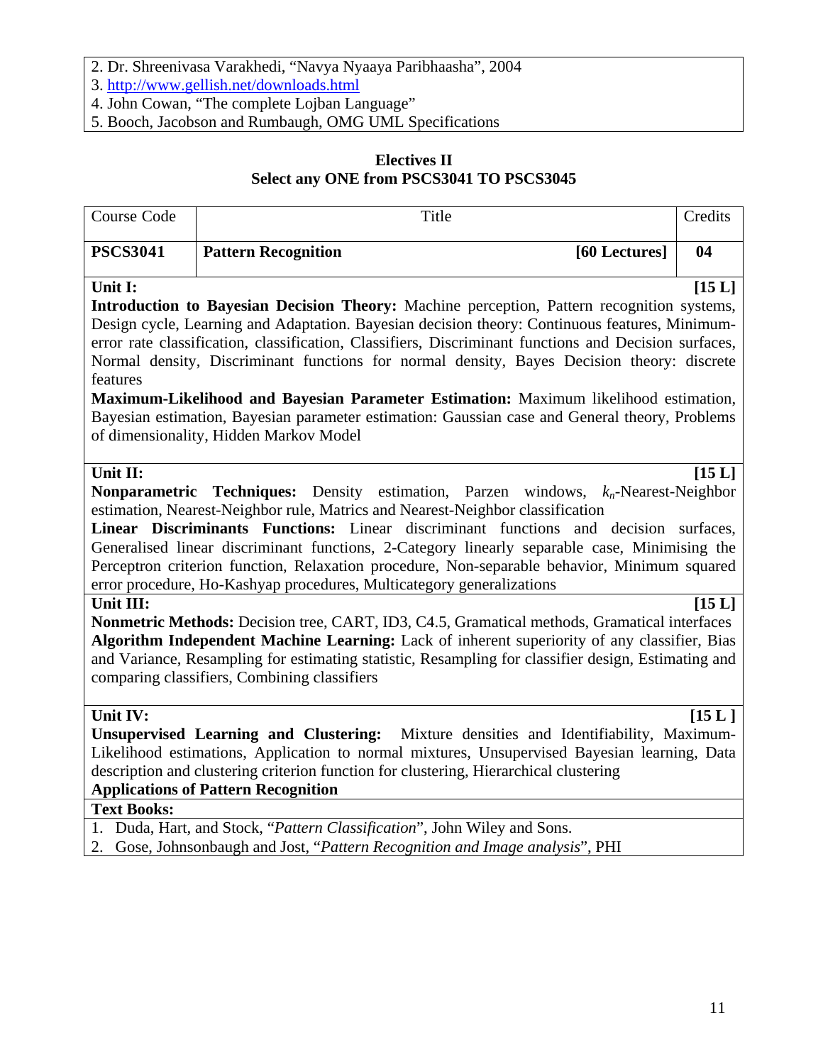2. Dr. Shreenivasa Varakhedi, “Navya Nyaaya Paribhaasha”, 2004
3. http://www.gellish.net/downloads.html
4. John Cowan, “The complete Lojban Language”
5. Booch, Jacobson and Rumbaugh, OMG UML Specifications

## Electives II

### Select any ONE from PSCS3041 TO PSCS3045

| Course Code | Title | Credits |
|---|---|---|
| **PSCS3041** | **Pattern Recognition** **[60 Lectures]** | **04** |

**Unit I:** **[15 L]**

**Introduction to Bayesian Decision Theory:** Machine perception, Pattern recognition systems, Design cycle, Learning and Adaptation. Bayesian decision theory: Continuous features, Minimum-error rate classification, classification, Classifiers, Discriminant functions and Decision surfaces, Normal density, Discriminant functions for normal density, Bayes Decision theory: discrete features

**Maximum-Likelihood and Bayesian Parameter Estimation:** Maximum likelihood estimation, Bayesian estimation, Bayesian parameter estimation: Gaussian case and General theory, Problems of dimensionality, Hidden Markov Model

**Unit II:** **[15 L]**

**Nonparametric Techniques:** Density estimation, Parzen windows, $k_n$-Nearest-Neighbor estimation, Nearest-Neighbor rule, Matrics and Nearest-Neighbor classification

**Linear Discriminants Functions:** Linear discriminant functions and decision surfaces, Generalised linear discriminant functions, 2-Category linearly separable case, Minimising the Perceptron criterion function, Relaxation procedure, Non-separable behavior, Minimum squared error procedure, Ho-Kashyap procedures, Multicategory generalizations

**Unit III:** **[15 L]**

**Nonmetric Methods:** Decision tree, CART, ID3, C4.5, Gramatical methods, Gramatical interfaces

**Algorithm Independent Machine Learning:** Lack of inherent superiority of any classifier, Bias and Variance, Resampling for estimating statistic, Resampling for classifier design, Estimating and comparing classifiers, Combining classifiers

**Unit IV:** **[15 L ]**

**Unsupervised Learning and Clustering:** Mixture densities and Identifiability, Maximum-Likelihood estimations, Application to normal mixtures, Unsupervised Bayesian learning, Data description and clustering criterion function for clustering, Hierarchical clustering

**Applications of Pattern Recognition**

**Text Books:**

1. Duda, Hart, and Stock, “*Pattern Classification*”, John Wiley and Sons.
2. Gose, Johnsonbaugh and Jost, “*Pattern Recognition and Image analysis*”, PHI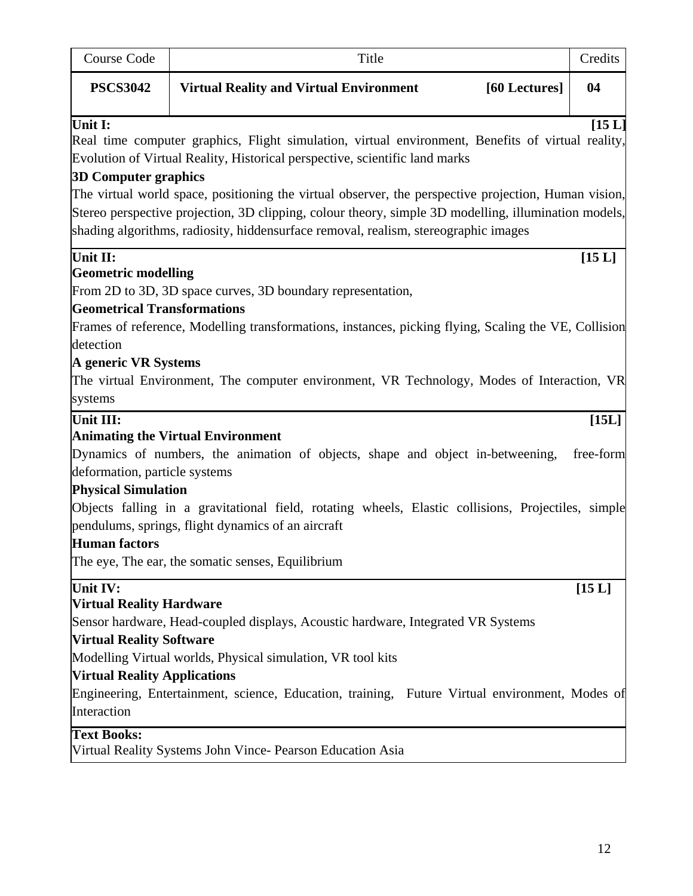| Course Code | Title | | Credits |
| --- | --- | --- | --- |
| **PSCS3042** | **Virtual Reality and Virtual Environment** | **[60 Lectures]** | **04** |

**Unit I:** **[15 L]**

Real time computer graphics, Flight simulation, virtual environment, Benefits of virtual reality, Evolution of Virtual Reality, Historical perspective, scientific land marks

**3D Computer graphics**

The virtual world space, positioning the virtual observer, the perspective projection, Human vision, Stereo perspective projection, 3D clipping, colour theory, simple 3D modelling, illumination models, shading algorithms, radiosity, hiddensurface removal, realism, stereographic images

**Unit II:** **[15 L]**

**Geometric modelling**

From 2D to 3D, 3D space curves, 3D boundary representation,

**Geometrical Transformations**

Frames of reference, Modelling transformations, instances, picking flying, Scaling the VE, Collision detection

**A generic VR Systems**

The virtual Environment, The computer environment, VR Technology, Modes of Interaction, VR systems

**Unit III:** **[15L]**

**Animating the Virtual Environment**

Dynamics of numbers, the animation of objects, shape and object in-betweening, free-form deformation, particle systems

**Physical Simulation**

Objects falling in a gravitational field, rotating wheels, Elastic collisions, Projectiles, simple pendulums, springs, flight dynamics of an aircraft

**Human factors**

The eye, The ear, the somatic senses, Equilibrium

**Unit IV:** **[15 L]**

**Virtual Reality Hardware**

Sensor hardware, Head-coupled displays, Acoustic hardware, Integrated VR Systems

**Virtual Reality Software**

Modelling Virtual worlds, Physical simulation, VR tool kits

**Virtual Reality Applications**

Engineering, Entertainment, science, Education, training, Future Virtual environment, Modes of Interaction

**Text Books:**

Virtual Reality Systems John Vince- Pearson Education Asia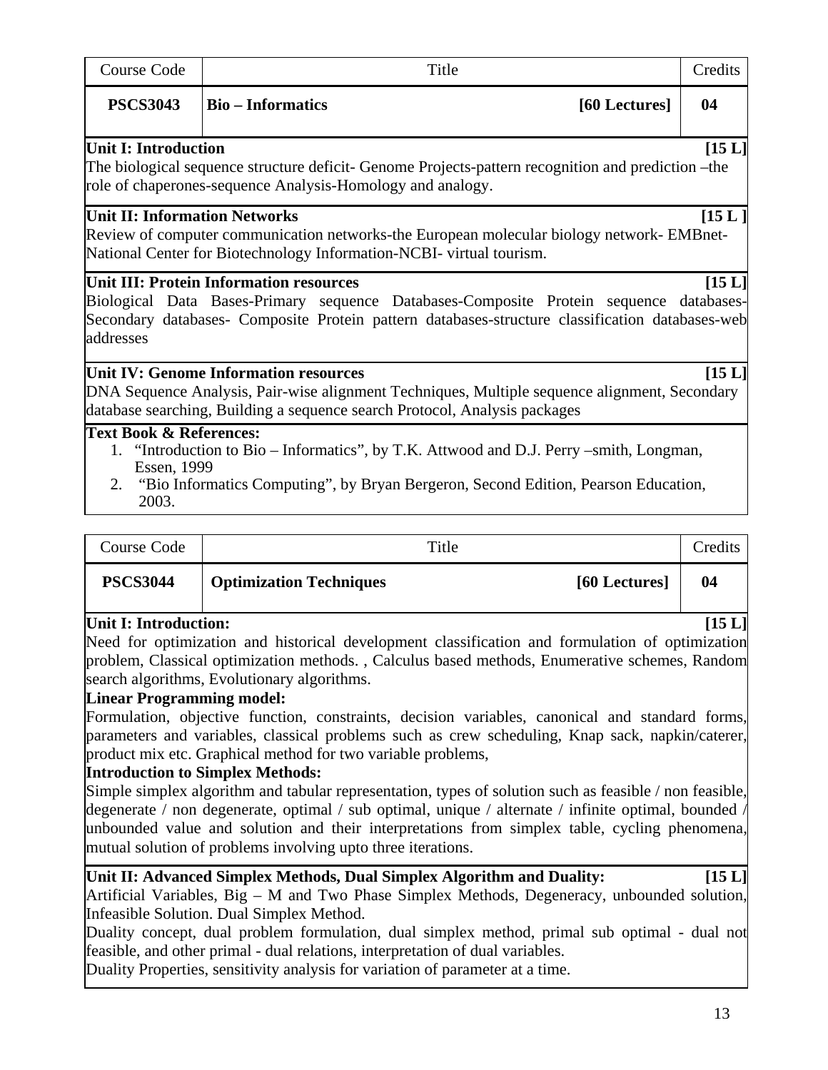| Course Code | Title | Credits |
|---|---|---|
| **PSCS3043** | **Bio – Informatics** **[60 Lectures]** | **04** |

**Unit I: Introduction** **[15 L]**

The biological sequence structure deficit- Genome Projects-pattern recognition and prediction –the role of chaperones-sequence Analysis-Homology and analogy.

**Unit II: Information Networks** **[15 L ]**

Review of computer communication networks-the European molecular biology network- EMBnet- National Center for Biotechnology Information-NCBI- virtual tourism.

**Unit III: Protein Information resources** **[15 L]**

Biological Data Bases-Primary sequence Databases-Composite Protein sequence databases-Secondary databases- Composite Protein pattern databases-structure classification databases-web addresses

**Unit IV: Genome Information resources** **[15 L]**

DNA Sequence Analysis, Pair-wise alignment Techniques, Multiple sequence alignment, Secondary database searching, Building a sequence search Protocol, Analysis packages

**Text Book & References:**

1. "Introduction to Bio – Informatics", by T.K. Attwood and D.J. Perry –smith, Longman, Essen, 1999
2. "Bio Informatics Computing", by Bryan Bergeron, Second Edition, Pearson Education, 2003.

| Course Code | Title | Credits |
|---|---|---|
| **PSCS3044** | **Optimization Techniques** **[60 Lectures]** | **04** |

**Unit I: Introduction:** **[15 L]**

Need for optimization and historical development classification and formulation of optimization problem, Classical optimization methods. , Calculus based methods, Enumerative schemes, Random search algorithms, Evolutionary algorithms.

**Linear Programming model:**

Formulation, objective function, constraints, decision variables, canonical and standard forms, parameters and variables, classical problems such as crew scheduling, Knap sack, napkin/caterer, product mix etc. Graphical method for two variable problems,

**Introduction to Simplex Methods:**

Simple simplex algorithm and tabular representation, types of solution such as feasible / non feasible, degenerate / non degenerate, optimal / sub optimal, unique / alternate / infinite optimal, bounded / unbounded value and solution and their interpretations from simplex table, cycling phenomena, mutual solution of problems involving upto three iterations.

**Unit II: Advanced Simplex Methods, Dual Simplex Algorithm and Duality:** **[15 L]**

Artificial Variables, Big – M and Two Phase Simplex Methods, Degeneracy, unbounded solution, Infeasible Solution. Dual Simplex Method.

Duality concept, dual problem formulation, dual simplex method, primal sub optimal - dual not feasible, and other primal - dual relations, interpretation of dual variables.

Duality Properties, sensitivity analysis for variation of parameter at a time.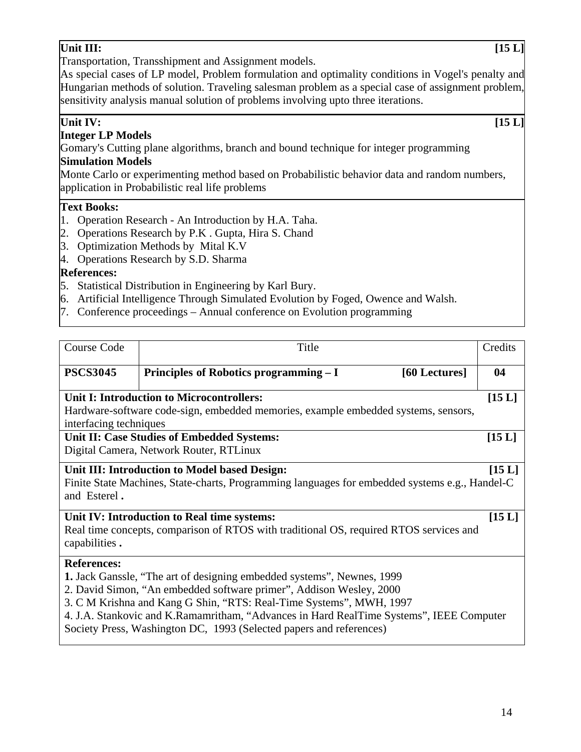**Unit III:** **[15 L]**

Transportation, Transshipment and Assignment models.

As special cases of LP model, Problem formulation and optimality conditions in Vogel's penalty and Hungarian methods of solution. Traveling salesman problem as a special case of assignment problem, sensitivity analysis manual solution of problems involving upto three iterations.

**Unit IV:** **[15 L]**

**Integer LP Models**

Gomary's Cutting plane algorithms, branch and bound technique for integer programming

**Simulation Models**

Monte Carlo or experimenting method based on Probabilistic behavior data and random numbers, application in Probabilistic real life problems

**Text Books:**

1. Operation Research - An Introduction by H.A. Taha.
2. Operations Research by P.K . Gupta, Hira S. Chand
3. Optimization Methods by Mital K.V
4. Operations Research by S.D. Sharma

**References:**

5. Statistical Distribution in Engineering by Karl Bury.
6. Artificial Intelligence Through Simulated Evolution by Foged, Owence and Walsh.
7. Conference proceedings – Annual conference on Evolution programming

| Course Code | Title | Credits |
|---|---|---|
| **PSCS3045** | **Principles of Robotics programming – I** **[60 Lectures]** | **04** |

**Unit I: Introduction to Microcontrollers:** **[15 L]**

Hardware-software code-sign, embedded memories, example embedded systems, sensors, interfacing techniques

**Unit II: Case Studies of Embedded Systems:** **[15 L]**

Digital Camera, Network Router, RTLinux

**Unit III: Introduction to Model based Design:** **[15 L]**

Finite State Machines, State-charts, Programming languages for embedded systems e.g., Handel-C and Esterel **.**

**Unit IV: Introduction to Real time systems:** **[15 L]**

Real time concepts, comparison of RTOS with traditional OS, required RTOS services and capabilities **.**

**References:**

**1.** Jack Ganssle, "The art of designing embedded systems", Newnes, 1999

2. David Simon, "An embedded software primer", Addison Wesley, 2000

3. C M Krishna and Kang G Shin, "RTS: Real-Time Systems", MWH, 1997

4. J.A. Stankovic and K.Ramamritham, "Advances in Hard RealTime Systems", IEEE Computer Society Press, Washington DC, 1993 (Selected papers and references)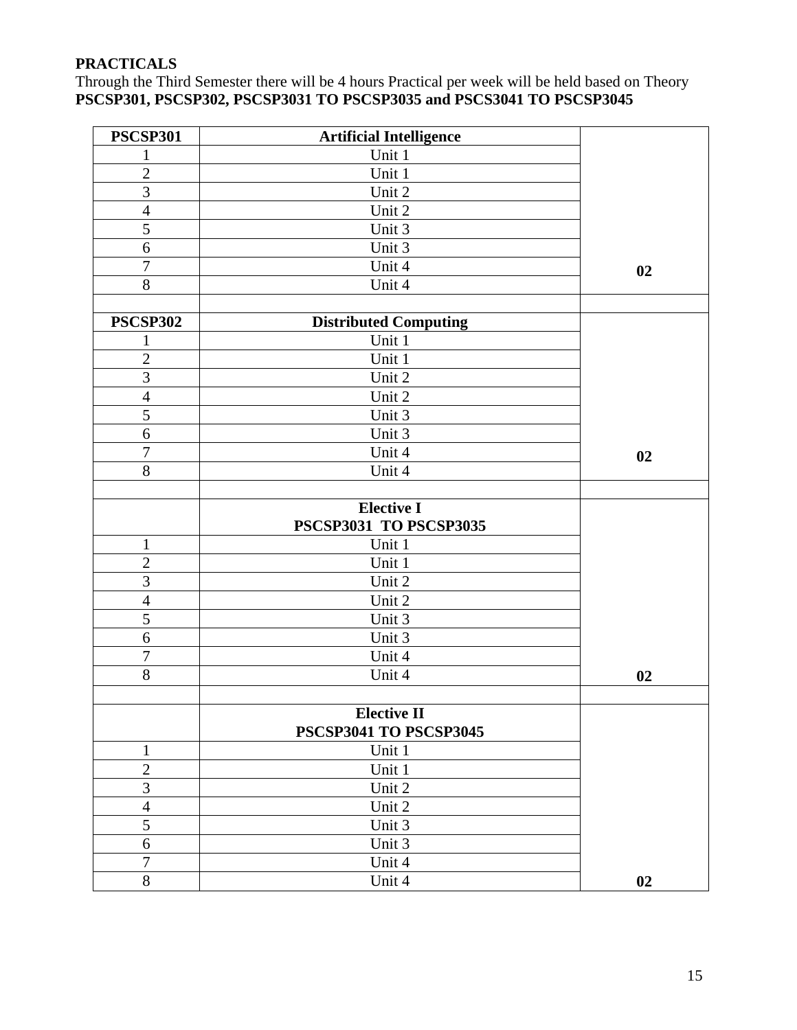**PRACTICALS**

Through the Third Semester there will be 4 hours Practical per week will be held based on Theory **PSCSP301, PSCSP302, PSCSP3031 TO PSCSP3035 and PSCS3041 TO PSCSP3045**

| **PSCSP301** | **Artificial Intelligence** | |
|---|---|---|
| 1 | Unit 1 | |
| 2 | Unit 1 | |
| 3 | Unit 2 | |
| 4 | Unit 2 | |
| 5 | Unit 3 | |
| 6 | Unit 3 | |
| 7 | Unit 4 | **02** |
| 8 | Unit 4 | |
| | | |
| **PSCSP302** | **Distributed Computing** | |
| 1 | Unit 1 | |
| 2 | Unit 1 | |
| 3 | Unit 2 | |
| 4 | Unit 2 | |
| 5 | Unit 3 | |
| 6 | Unit 3 | |
| 7 | Unit 4 | **02** |
| 8 | Unit 4 | |
| | | |
| | **Elective I PSCSP3031 TO PSCSP3035** | |
| 1 | Unit 1 | |
| 2 | Unit 1 | |
| 3 | Unit 2 | |
| 4 | Unit 2 | |
| 5 | Unit 3 | |
| 6 | Unit 3 | |
| 7 | Unit 4 | |
| 8 | Unit 4 | **02** |
| | | |
| | **Elective II PSCSP3041 TO PSCSP3045** | |
| 1 | Unit 1 | |
| 2 | Unit 1 | |
| 3 | Unit 2 | |
| 4 | Unit 2 | |
| 5 | Unit 3 | |
| 6 | Unit 3 | |
| 7 | Unit 4 | |
| 8 | Unit 4 | **02** |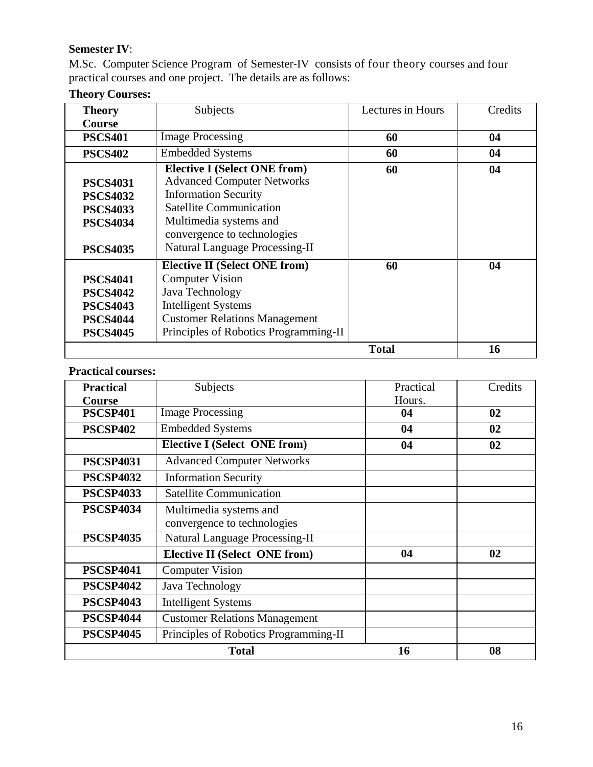**Semester IV**:

M.Sc. Computer Science Program of Semester-IV consists of four theory courses and four practical courses and one project. The details are as follows:

**Theory Courses:**

| Theory Course | Subjects | Lectures in Hours | Credits |
|---|---|---|---|
| **PSCS401** | Image Processing | **60** | **04** |
| **PSCS402** | Embedded Systems | **60** | **04** |
| | **Elective I (Select ONE from)** | **60** | **04** |
| **PSCS4031** | Advanced Computer Networks | | |
| **PSCS4032** | Information Security | | |
| **PSCS4033** | Satellite Communication | | |
| **PSCS4034** | Multimedia systems and convergence to technologies | | |
| **PSCS4035** | Natural Language Processing-II | | |
| | **Elective II (Select ONE from)** | **60** | **04** |
| **PSCS4041** | Computer Vision | | |
| **PSCS4042** | Java Technology | | |
| **PSCS4043** | Intelligent Systems | | |
| **PSCS4044** | Customer Relations Management | | |
| **PSCS4045** | Principles of Robotics Programming-II | | |
| | | **Total** | **16** |

**Practical courses:**

| Practical Course | Subjects | Practical Hours. | Credits |
|---|---|---|---|
| **PSCSP401** | Image Processing | **04** | **02** |
| **PSCSP402** | Embedded Systems | **04** | **02** |
| | **Elective I (Select ONE from)** | **04** | **02** |
| **PSCSP4031** | Advanced Computer Networks | | |
| **PSCSP4032** | Information Security | | |
| **PSCSP4033** | Satellite Communication | | |
| **PSCSP4034** | Multimedia systems and convergence to technologies | | |
| **PSCSP4035** | Natural Language Processing-II | | |
| | **Elective II (Select ONE from)** | **04** | **02** |
| **PSCSP4041** | Computer Vision | | |
| **PSCSP4042** | Java Technology | | |
| **PSCSP4043** | Intelligent Systems | | |
| **PSCSP4044** | Customer Relations Management | | |
| **PSCSP4045** | Principles of Robotics Programming-II | | |
| | **Total** | **16** | **08** |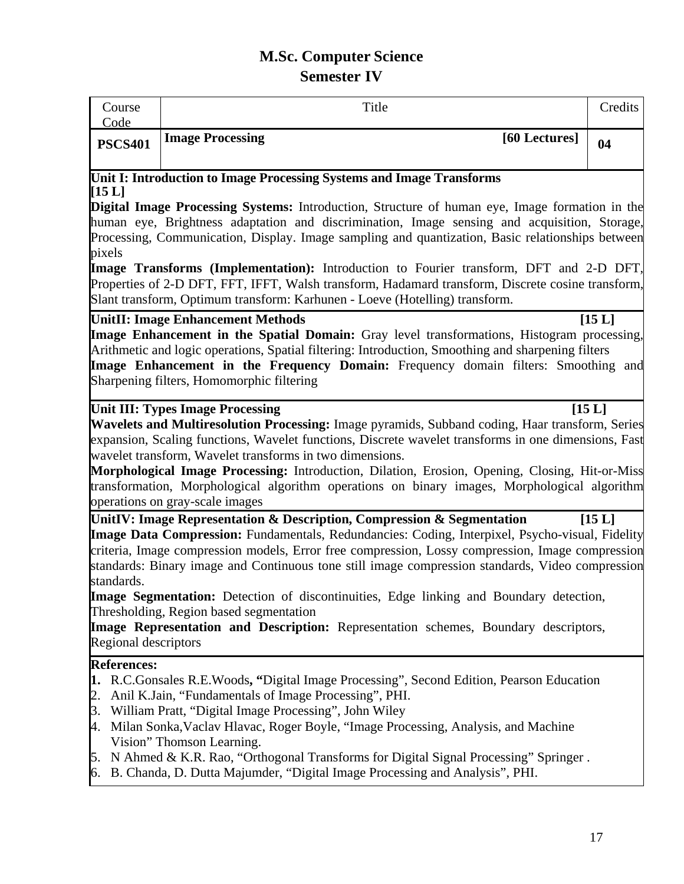# M.Sc. Computer Science
## Semester IV

| Course Code | Title | Credits |
|---|---|---|
| **PSCS401** | **Image Processing** **[60 Lectures]** | **04** |

**Unit I: Introduction to Image Processing Systems and Image Transforms**
**[15 L]**

**Digital Image Processing Systems:** Introduction, Structure of human eye, Image formation in the human eye, Brightness adaptation and discrimination, Image sensing and acquisition, Storage, Processing, Communication, Display. Image sampling and quantization, Basic relationships between pixels

**Image Transforms (Implementation):** Introduction to Fourier transform, DFT and 2-D DFT, Properties of 2-D DFT, FFT, IFFT, Walsh transform, Hadamard transform, Discrete cosine transform, Slant transform, Optimum transform: Karhunen - Loeve (Hotelling) transform.

**UnitII: Image Enhancement Methods** **[15 L]**

**Image Enhancement in the Spatial Domain:** Gray level transformations, Histogram processing, Arithmetic and logic operations, Spatial filtering: Introduction, Smoothing and sharpening filters

**Image Enhancement in the Frequency Domain:** Frequency domain filters: Smoothing and Sharpening filters, Homomorphic filtering

**Unit III: Types Image Processing** **[15 L]**

**Wavelets and Multiresolution Processing:** Image pyramids, Subband coding, Haar transform, Series expansion, Scaling functions, Wavelet functions, Discrete wavelet transforms in one dimensions, Fast wavelet transform, Wavelet transforms in two dimensions.

**Morphological Image Processing:** Introduction, Dilation, Erosion, Opening, Closing, Hit-or-Miss transformation, Morphological algorithm operations on binary images, Morphological algorithm operations on gray-scale images

**UnitIV: Image Representation & Description, Compression & Segmentation** **[15 L]**

**Image Data Compression:** Fundamentals, Redundancies: Coding, Interpixel, Psycho-visual, Fidelity criteria, Image compression models, Error free compression, Lossy compression, Image compression standards: Binary image and Continuous tone still image compression standards, Video compression standards.

**Image Segmentation:** Detection of discontinuities, Edge linking and Boundary detection, Thresholding, Region based segmentation

**Image Representation and Description:** Representation schemes, Boundary descriptors, Regional descriptors

**References:**

1. R.C.Gonsales R.E.Woods, "Digital Image Processing", Second Edition, Pearson Education
2. Anil K.Jain, "Fundamentals of Image Processing", PHI.
3. William Pratt, "Digital Image Processing", John Wiley
4. Milan Sonka,Vaclav Hlavac, Roger Boyle, "Image Processing, Analysis, and Machine Vision" Thomson Learning.
5. N Ahmed & K.R. Rao, "Orthogonal Transforms for Digital Signal Processing" Springer .
6. B. Chanda, D. Dutta Majumder, "Digital Image Processing and Analysis", PHI.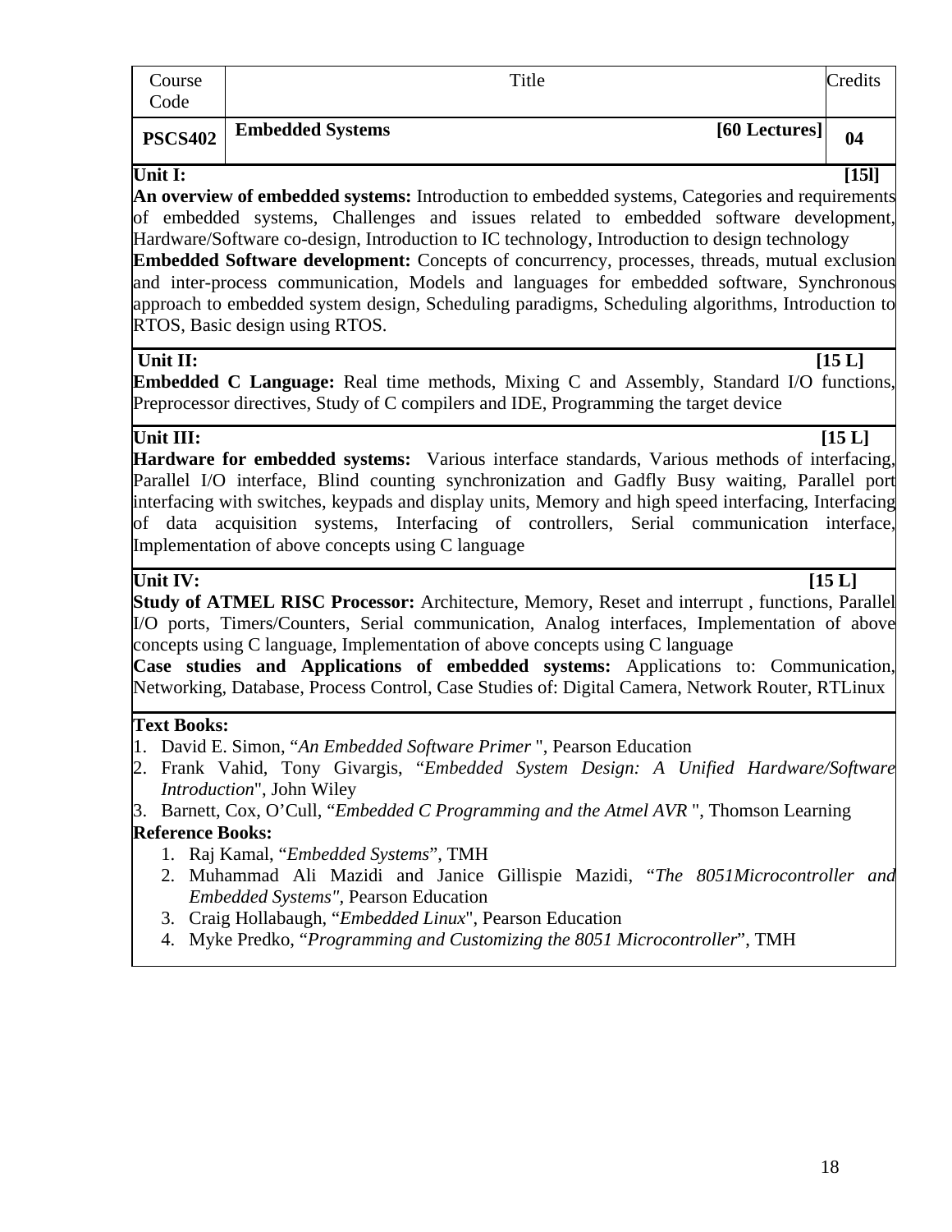| Course Code | Title | Credits |
|---|---|---|
| **PSCS402** | **Embedded Systems** **[60 Lectures]** | **04** |

**Unit I:** **[15l]**

**An overview of embedded systems:** Introduction to embedded systems, Categories and requirements of embedded systems, Challenges and issues related to embedded software development, Hardware/Software co-design, Introduction to IC technology, Introduction to design technology

**Embedded Software development:** Concepts of concurrency, processes, threads, mutual exclusion and inter-process communication, Models and languages for embedded software, Synchronous approach to embedded system design, Scheduling paradigms, Scheduling algorithms, Introduction to RTOS, Basic design using RTOS.

**Unit II:** **[15 L]**

**Embedded C Language:** Real time methods, Mixing C and Assembly, Standard I/O functions, Preprocessor directives, Study of C compilers and IDE, Programming the target device

**Unit III:** **[15 L]**

**Hardware for embedded systems:** Various interface standards, Various methods of interfacing, Parallel I/O interface, Blind counting synchronization and Gadfly Busy waiting, Parallel port interfacing with switches, keypads and display units, Memory and high speed interfacing, Interfacing of data acquisition systems, Interfacing of controllers, Serial communication interface, Implementation of above concepts using C language

**Unit IV:** **[15 L]**

**Study of ATMEL RISC Processor:** Architecture, Memory, Reset and interrupt , functions, Parallel I/O ports, Timers/Counters, Serial communication, Analog interfaces, Implementation of above concepts using C language, Implementation of above concepts using C language

**Case studies and Applications of embedded systems:** Applications to: Communication, Networking, Database, Process Control, Case Studies of: Digital Camera, Network Router, RTLinux

**Text Books:**

1. David E. Simon, "*An Embedded Software Primer* ", Pearson Education
2. Frank Vahid, Tony Givargis, "*Embedded System Design: A Unified Hardware/Software Introduction*", John Wiley
3. Barnett, Cox, O'Cull, "*Embedded C Programming and the Atmel AVR* ", Thomson Learning

**Reference Books:**

1. Raj Kamal, "*Embedded Systems*", TMH
2. Muhammad Ali Mazidi and Janice Gillispie Mazidi, "*The 8051Microcontroller and Embedded Systems"*, Pearson Education
3. Craig Hollabaugh, "*Embedded Linux*", Pearson Education
4. Myke Predko, "*Programming and Customizing the 8051 Microcontroller*", TMH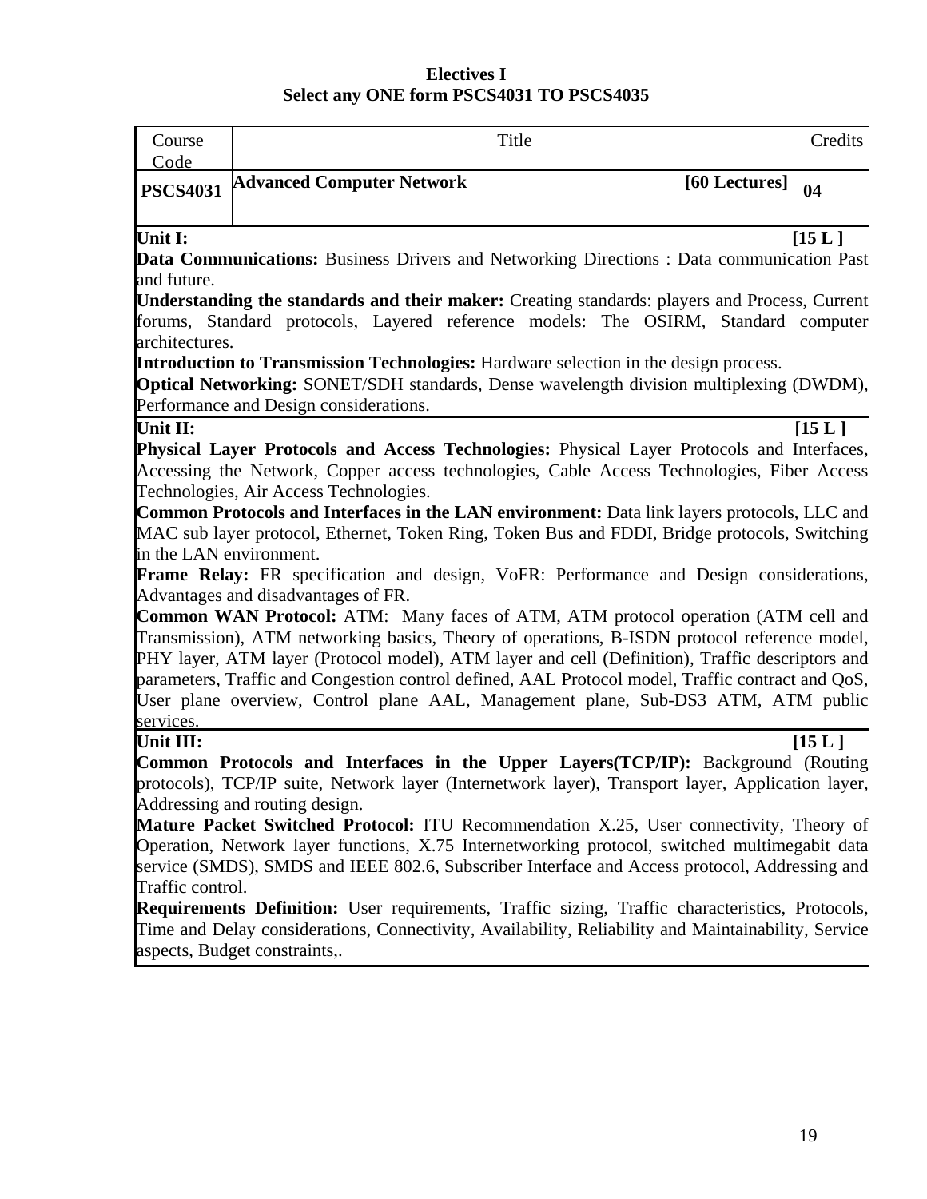**Electives I**
**Select any ONE form PSCS4031 TO PSCS4035**

| Course Code | Title | Credits |
|---|---|---|
| **PSCS4031** | **Advanced Computer Network** **[60 Lectures]** | **04** |

**Unit I:** **[15 L ]**

**Data Communications:** Business Drivers and Networking Directions : Data communication Past and future.

**Understanding the standards and their maker:** Creating standards: players and Process, Current forums, Standard protocols, Layered reference models: The OSIRM, Standard computer architectures.

**Introduction to Transmission Technologies:** Hardware selection in the design process.

**Optical Networking:** SONET/SDH standards, Dense wavelength division multiplexing (DWDM), Performance and Design considerations.

**Unit II:** **[15 L ]**

**Physical Layer Protocols and Access Technologies:** Physical Layer Protocols and Interfaces, Accessing the Network, Copper access technologies, Cable Access Technologies, Fiber Access Technologies, Air Access Technologies.

**Common Protocols and Interfaces in the LAN environment:** Data link layers protocols, LLC and MAC sub layer protocol, Ethernet, Token Ring, Token Bus and FDDI, Bridge protocols, Switching in the LAN environment.

**Frame Relay:** FR specification and design, VoFR: Performance and Design considerations, Advantages and disadvantages of FR.

**Common WAN Protocol:** ATM: Many faces of ATM, ATM protocol operation (ATM cell and Transmission), ATM networking basics, Theory of operations, B-ISDN protocol reference model, PHY layer, ATM layer (Protocol model), ATM layer and cell (Definition), Traffic descriptors and parameters, Traffic and Congestion control defined, AAL Protocol model, Traffic contract and QoS, User plane overview, Control plane AAL, Management plane, Sub-DS3 ATM, ATM public services.

**Unit III:** **[15 L ]**

**Common Protocols and Interfaces in the Upper Layers(TCP/IP):** Background (Routing protocols), TCP/IP suite, Network layer (Internetwork layer), Transport layer, Application layer, Addressing and routing design.

**Mature Packet Switched Protocol:** ITU Recommendation X.25, User connectivity, Theory of Operation, Network layer functions, X.75 Internetworking protocol, switched multimegabit data service (SMDS), SMDS and IEEE 802.6, Subscriber Interface and Access protocol, Addressing and Traffic control.

**Requirements Definition:** User requirements, Traffic sizing, Traffic characteristics, Protocols, Time and Delay considerations, Connectivity, Availability, Reliability and Maintainability, Service aspects, Budget constraints,.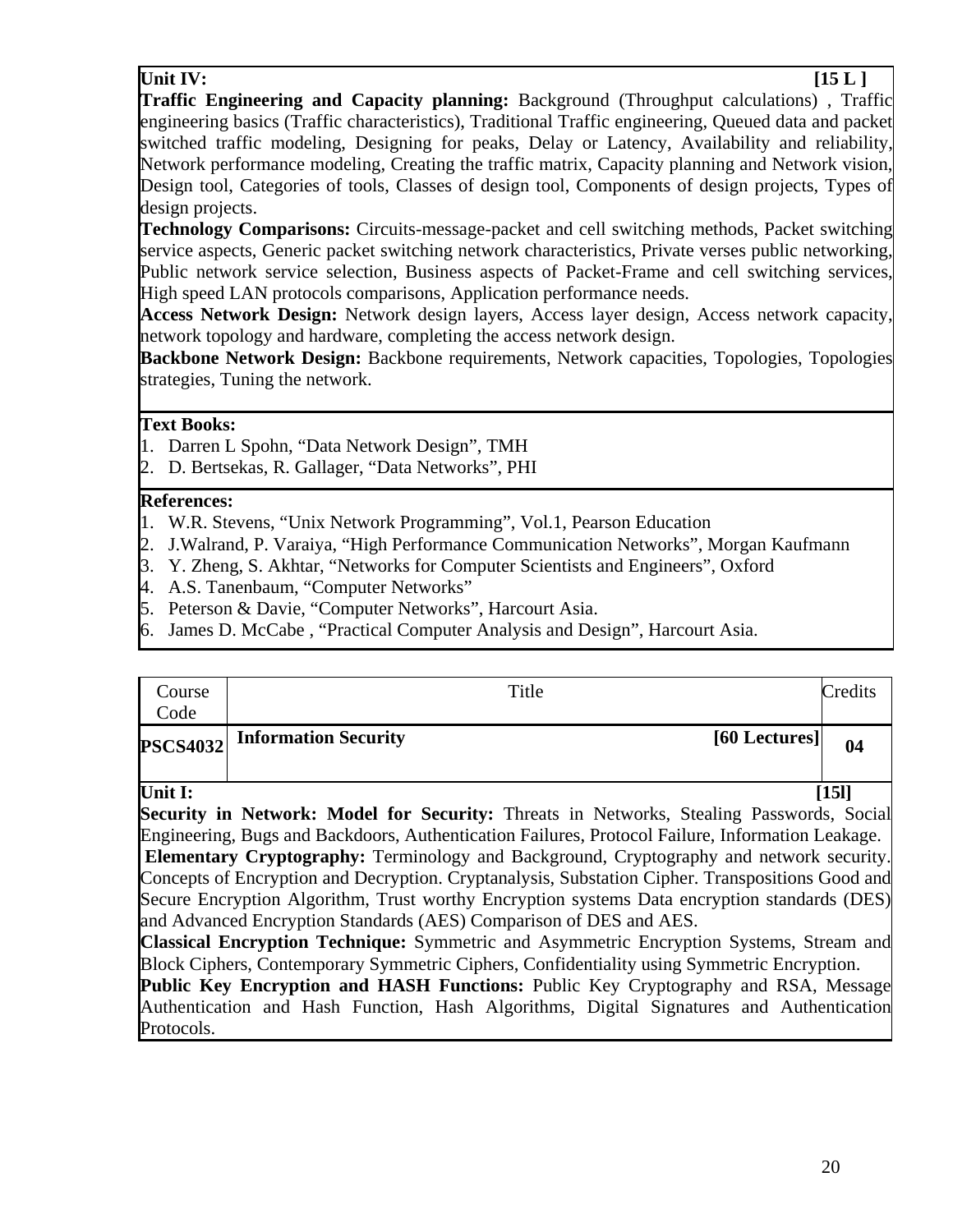**Unit IV:** **[15 L ]**

**Traffic Engineering and Capacity planning:** Background (Throughput calculations) , Traffic engineering basics (Traffic characteristics), Traditional Traffic engineering, Queued data and packet switched traffic modeling, Designing for peaks, Delay or Latency, Availability and reliability, Network performance modeling, Creating the traffic matrix, Capacity planning and Network vision, Design tool, Categories of tools, Classes of design tool, Components of design projects, Types of design projects.

**Technology Comparisons:** Circuits-message-packet and cell switching methods, Packet switching service aspects, Generic packet switching network characteristics, Private verses public networking, Public network service selection, Business aspects of Packet-Frame and cell switching services, High speed LAN protocols comparisons, Application performance needs.

**Access Network Design:** Network design layers, Access layer design, Access network capacity, network topology and hardware, completing the access network design.

**Backbone Network Design:** Backbone requirements, Network capacities, Topologies, Topologies strategies, Tuning the network.

**Text Books:**

1. Darren L Spohn, "Data Network Design", TMH
2. D. Bertsekas, R. Gallager, "Data Networks", PHI

**References:**

1. W.R. Stevens, "Unix Network Programming", Vol.1, Pearson Education
2. J.Walrand, P. Varaiya, "High Performance Communication Networks", Morgan Kaufmann
3. Y. Zheng, S. Akhtar, "Networks for Computer Scientists and Engineers", Oxford
4. A.S. Tanenbaum, "Computer Networks"
5. Peterson & Davie, "Computer Networks", Harcourt Asia.
6. James D. McCabe , "Practical Computer Analysis and Design", Harcourt Asia.

| Course Code | Title | Credits |
|---|---|---|
| **PSCS4032** | **Information Security** **[60 Lectures]** | **04** |

**Unit I:** **[15l]**

**Security in Network: Model for Security:** Threats in Networks, Stealing Passwords, Social Engineering, Bugs and Backdoors, Authentication Failures, Protocol Failure, Information Leakage.

**Elementary Cryptography:** Terminology and Background, Cryptography and network security. Concepts of Encryption and Decryption. Cryptanalysis, Substation Cipher. Transpositions Good and Secure Encryption Algorithm, Trust worthy Encryption systems Data encryption standards (DES) and Advanced Encryption Standards (AES) Comparison of DES and AES.

**Classical Encryption Technique:** Symmetric and Asymmetric Encryption Systems, Stream and Block Ciphers, Contemporary Symmetric Ciphers, Confidentiality using Symmetric Encryption.

**Public Key Encryption and HASH Functions:** Public Key Cryptography and RSA, Message Authentication and Hash Function, Hash Algorithms, Digital Signatures and Authentication Protocols.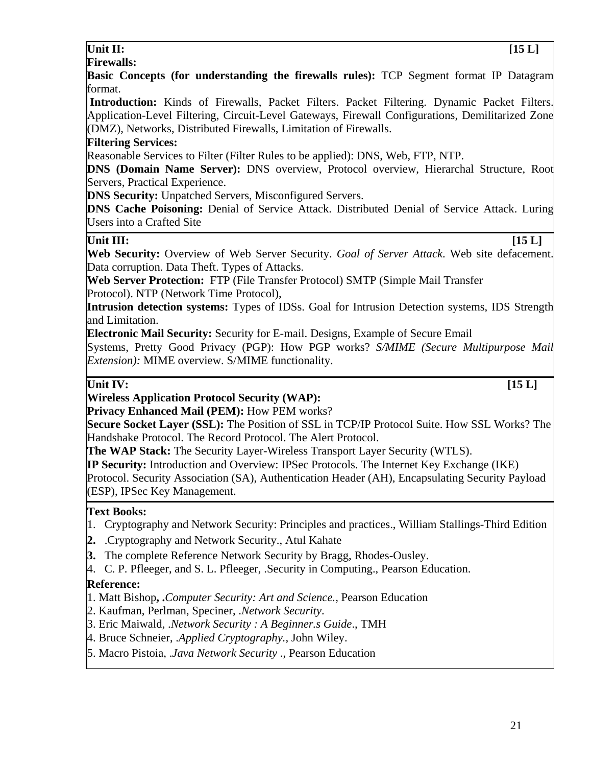**Unit II:** **[15 L]**

**Firewalls:**

**Basic Concepts (for understanding the firewalls rules):** TCP Segment format IP Datagram format.

**Introduction:** Kinds of Firewalls, Packet Filters. Packet Filtering. Dynamic Packet Filters. Application-Level Filtering, Circuit-Level Gateways, Firewall Configurations, Demilitarized Zone (DMZ), Networks, Distributed Firewalls, Limitation of Firewalls.

**Filtering Services:**

Reasonable Services to Filter (Filter Rules to be applied): DNS, Web, FTP, NTP.

**DNS (Domain Name Server):** DNS overview, Protocol overview, Hierarchal Structure, Root Servers, Practical Experience.

**DNS Security:** Unpatched Servers, Misconfigured Servers.

**DNS Cache Poisoning:** Denial of Service Attack. Distributed Denial of Service Attack. Luring Users into a Crafted Site

**Unit III:** **[15 L]**

**Web Security:** Overview of Web Server Security. *Goal of Server Attack*. Web site defacement. Data corruption. Data Theft. Types of Attacks.

**Web Server Protection:** FTP (File Transfer Protocol) SMTP (Simple Mail Transfer Protocol). NTP (Network Time Protocol),

**Intrusion detection systems:** Types of IDSs. Goal for Intrusion Detection systems, IDS Strength and Limitation.

**Electronic Mail Security:** Security for E-mail. Designs, Example of Secure Email Systems, Pretty Good Privacy (PGP): How PGP works? *S/MIME (Secure Multipurpose Mail Extension):* MIME overview. S/MIME functionality.

**Unit IV:** **[15 L]**

**Wireless Application Protocol Security (WAP):**

**Privacy Enhanced Mail (PEM):** How PEM works?

**Secure Socket Layer (SSL):** The Position of SSL in TCP/IP Protocol Suite. How SSL Works? The Handshake Protocol. The Record Protocol. The Alert Protocol.

**The WAP Stack:** The Security Layer-Wireless Transport Layer Security (WTLS).

**IP Security:** Introduction and Overview: IPSec Protocols. The Internet Key Exchange (IKE) Protocol. Security Association (SA), Authentication Header (AH), Encapsulating Security Payload (ESP), IPSec Key Management.

**Text Books:**

1. Cryptography and Network Security: Principles and practices., William Stallings-Third Edition
2. .Cryptography and Network Security., Atul Kahate
3. The complete Reference Network Security by Bragg, Rhodes-Ousley.
4. C. P. Pfleeger, and S. L. Pfleeger, .Security in Computing., Pearson Education.

**Reference:**

1. Matt Bishop**, .***Computer Security: Art and Science.,* Pearson Education
2. Kaufman, Perlman, Speciner, .*Network Security*.
3. Eric Maiwald, .*Network Security : A Beginner.s Guide*., TMH
4. Bruce Schneier, .*Applied Cryptography.*, John Wiley.
5. Macro Pistoia, .*Java Network Security* ., Pearson Education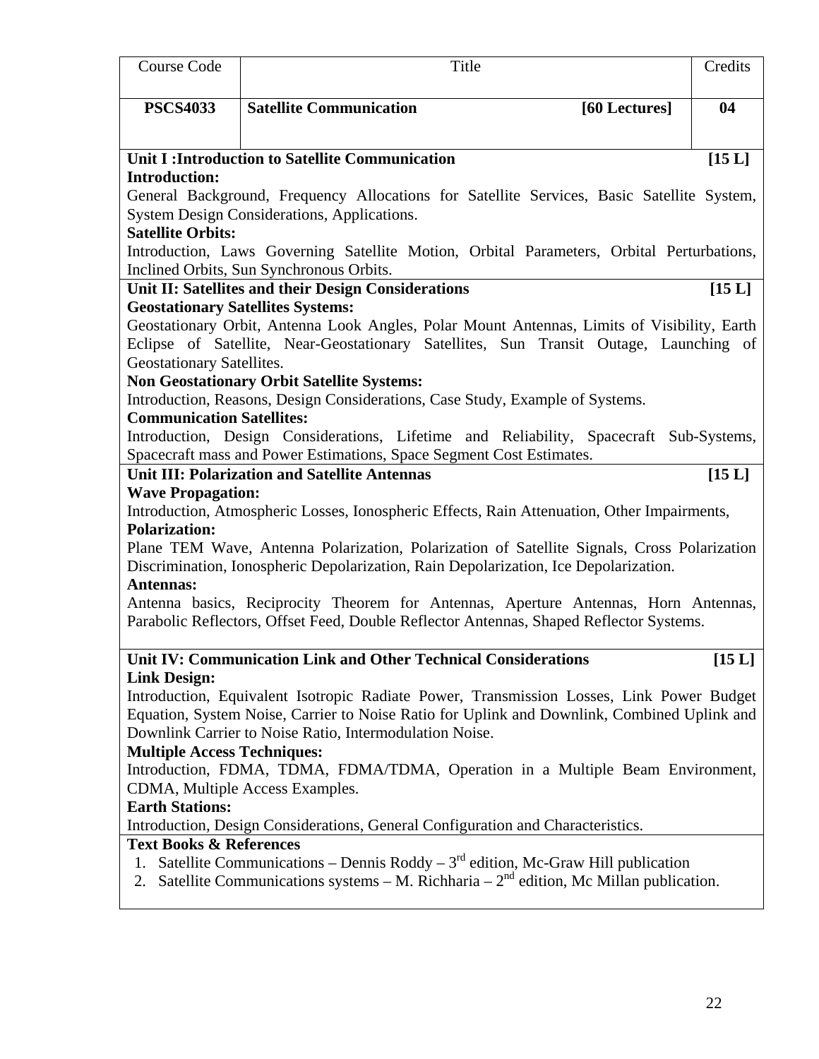| Course Code | Title | Credits |
| --- | --- | --- |
| **PSCS4033** | **Satellite Communication** **[60 Lectures]** | **04** |

**Unit I :Introduction to Satellite Communication** **[15 L]**

**Introduction:**

General Background, Frequency Allocations for Satellite Services, Basic Satellite System, System Design Considerations, Applications.

**Satellite Orbits:**

Introduction, Laws Governing Satellite Motion, Orbital Parameters, Orbital Perturbations, Inclined Orbits, Sun Synchronous Orbits.

**Unit II: Satellites and their Design Considerations** **[15 L]**

**Geostationary Satellites Systems:**

Geostationary Orbit, Antenna Look Angles, Polar Mount Antennas, Limits of Visibility, Earth Eclipse of Satellite, Near-Geostationary Satellites, Sun Transit Outage, Launching of Geostationary Satellites.

**Non Geostationary Orbit Satellite Systems:**

Introduction, Reasons, Design Considerations, Case Study, Example of Systems.

**Communication Satellites:**

Introduction, Design Considerations, Lifetime and Reliability, Spacecraft Sub-Systems, Spacecraft mass and Power Estimations, Space Segment Cost Estimates.

**Unit III: Polarization and Satellite Antennas** **[15 L]**

**Wave Propagation:**

Introduction, Atmospheric Losses, Ionospheric Effects, Rain Attenuation, Other Impairments,

**Polarization:**

Plane TEM Wave, Antenna Polarization, Polarization of Satellite Signals, Cross Polarization Discrimination, Ionospheric Depolarization, Rain Depolarization, Ice Depolarization.

**Antennas:**

Antenna basics, Reciprocity Theorem for Antennas, Aperture Antennas, Horn Antennas, Parabolic Reflectors, Offset Feed, Double Reflector Antennas, Shaped Reflector Systems.

**Unit IV: Communication Link and Other Technical Considerations** **[15 L]**

**Link Design:**

Introduction, Equivalent Isotropic Radiate Power, Transmission Losses, Link Power Budget Equation, System Noise, Carrier to Noise Ratio for Uplink and Downlink, Combined Uplink and Downlink Carrier to Noise Ratio, Intermodulation Noise.

**Multiple Access Techniques:**

Introduction, FDMA, TDMA, FDMA/TDMA, Operation in a Multiple Beam Environment, CDMA, Multiple Access Examples.

**Earth Stations:**

Introduction, Design Considerations, General Configuration and Characteristics.

**Text Books & References**

1. Satellite Communications – Dennis Roddy – 3rd edition, Mc-Graw Hill publication
2. Satellite Communications systems – M. Richharia – 2nd edition, Mc Millan publication.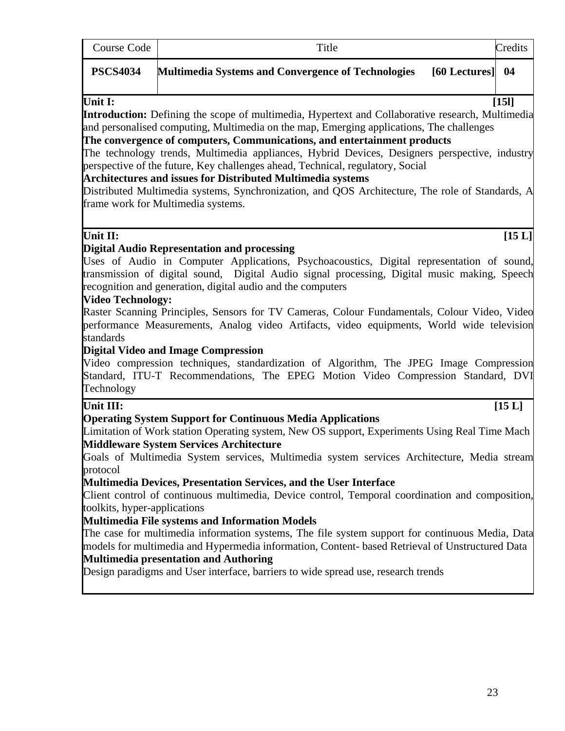| Course Code | Title | Credits |
|---|---|---|
| **PSCS4034** | **Multimedia Systems and Convergence of Technologies [60 Lectures]** | **04** |

**Unit I:** **[15l]**

**Introduction:** Defining the scope of multimedia, Hypertext and Collaborative research, Multimedia and personalised computing, Multimedia on the map, Emerging applications, The challenges

**The convergence of computers, Communications, and entertainment products**

The technology trends, Multimedia appliances, Hybrid Devices, Designers perspective, industry perspective of the future, Key challenges ahead, Technical, regulatory, Social

**Architectures and issues for Distributed Multimedia systems**

Distributed Multimedia systems, Synchronization, and QOS Architecture, The role of Standards, A frame work for Multimedia systems.

**Unit II:** **[15 L]**

**Digital Audio Representation and processing**

Uses of Audio in Computer Applications, Psychoacoustics, Digital representation of sound, transmission of digital sound, Digital Audio signal processing, Digital music making, Speech recognition and generation, digital audio and the computers

**Video Technology:**

Raster Scanning Principles, Sensors for TV Cameras, Colour Fundamentals, Colour Video, Video performance Measurements, Analog video Artifacts, video equipments, World wide television standards

**Digital Video and Image Compression**

Video compression techniques, standardization of Algorithm, The JPEG Image Compression Standard, ITU-T Recommendations, The EPEG Motion Video Compression Standard, DVI Technology

**Unit III:** **[15 L]**

**Operating System Support for Continuous Media Applications**

Limitation of Work station Operating system, New OS support, Experiments Using Real Time Mach

**Middleware System Services Architecture**

Goals of Multimedia System services, Multimedia system services Architecture, Media stream protocol

**Multimedia Devices, Presentation Services, and the User Interface**

Client control of continuous multimedia, Device control, Temporal coordination and composition, toolkits, hyper-applications

**Multimedia File systems and Information Models**

The case for multimedia information systems, The file system support for continuous Media, Data models for multimedia and Hypermedia information, Content- based Retrieval of Unstructured Data

**Multimedia presentation and Authoring**

Design paradigms and User interface, barriers to wide spread use, research trends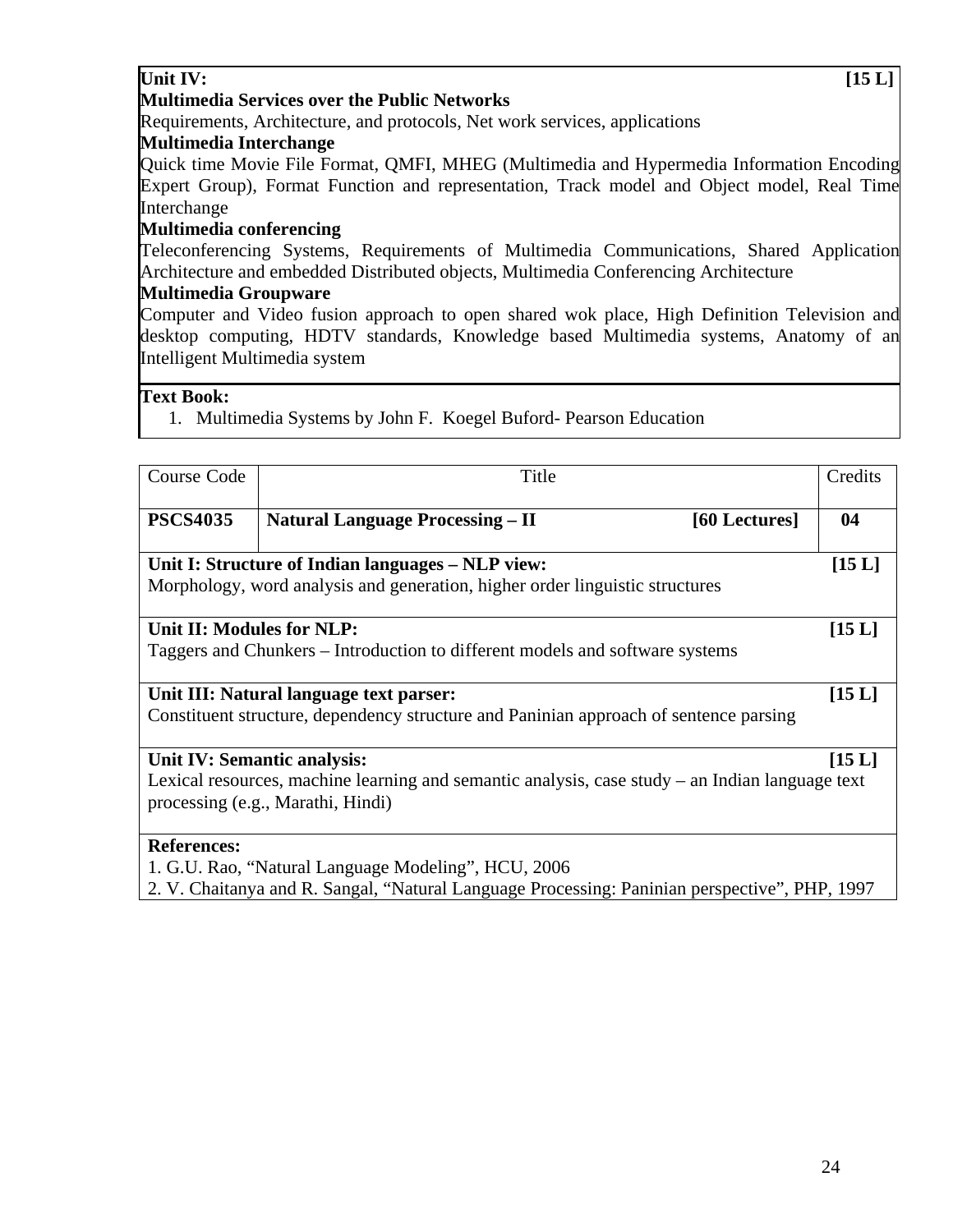**Unit IV:** **[15 L]**

**Multimedia Services over the Public Networks**

Requirements, Architecture, and protocols, Net work services, applications

**Multimedia Interchange**

Quick time Movie File Format, QMFI, MHEG (Multimedia and Hypermedia Information Encoding Expert Group), Format Function and representation, Track model and Object model, Real Time Interchange

**Multimedia conferencing**

Teleconferencing Systems, Requirements of Multimedia Communications, Shared Application Architecture and embedded Distributed objects, Multimedia Conferencing Architecture

**Multimedia Groupware**

Computer and Video fusion approach to open shared wok place, High Definition Television and desktop computing, HDTV standards, Knowledge based Multimedia systems, Anatomy of an Intelligent Multimedia system

**Text Book:**

1. Multimedia Systems by John F. Koegel Buford- Pearson Education

| Course Code | Title | Credits |
|---|---|---|
| **PSCS4035** | **Natural Language Processing – II** **[60 Lectures]** | **04** |

**Unit I: Structure of Indian languages – NLP view:** **[15 L]**

Morphology, word analysis and generation, higher order linguistic structures

**Unit II: Modules for NLP:** **[15 L]**

Taggers and Chunkers – Introduction to different models and software systems

**Unit III: Natural language text parser:** **[15 L]**

Constituent structure, dependency structure and Paninian approach of sentence parsing

**Unit IV: Semantic analysis:** **[15 L]**

Lexical resources, machine learning and semantic analysis, case study – an Indian language text processing (e.g., Marathi, Hindi)

**References:**

1. G.U. Rao, "Natural Language Modeling", HCU, 2006
2. V. Chaitanya and R. Sangal, "Natural Language Processing: Paninian perspective", PHP, 1997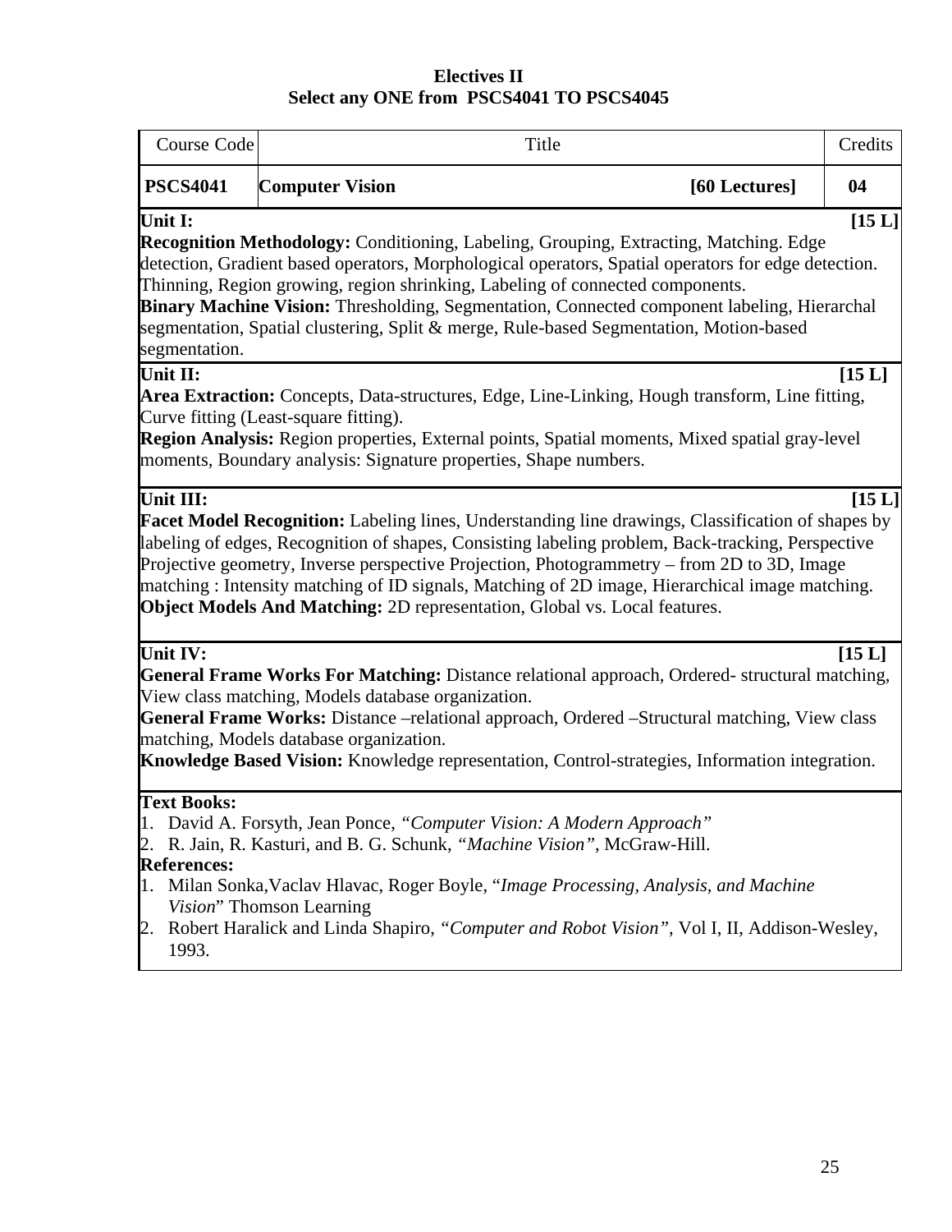**Electives II**
**Select any ONE from PSCS4041 TO PSCS4045**

| Course Code | Title | Credits |
|---|---|---|
| **PSCS4041** | **Computer Vision** **[60 Lectures]** | **04** |

**Unit I:** **[15 L]**

**Recognition Methodology:** Conditioning, Labeling, Grouping, Extracting, Matching. Edge detection, Gradient based operators, Morphological operators, Spatial operators for edge detection. Thinning, Region growing, region shrinking, Labeling of connected components.
**Binary Machine Vision:** Thresholding, Segmentation, Connected component labeling, Hierarchal segmentation, Spatial clustering, Split & merge, Rule-based Segmentation, Motion-based segmentation.

**Unit II:** **[15 L]**

**Area Extraction:** Concepts, Data-structures, Edge, Line-Linking, Hough transform, Line fitting, Curve fitting (Least-square fitting).
**Region Analysis:** Region properties, External points, Spatial moments, Mixed spatial gray-level moments, Boundary analysis: Signature properties, Shape numbers.

**Unit III:** **[15 L]**

**Facet Model Recognition:** Labeling lines, Understanding line drawings, Classification of shapes by labeling of edges, Recognition of shapes, Consisting labeling problem, Back-tracking, Perspective Projective geometry, Inverse perspective Projection, Photogrammetry – from 2D to 3D, Image matching : Intensity matching of ID signals, Matching of 2D image, Hierarchical image matching.
**Object Models And Matching:** 2D representation, Global vs. Local features.

**Unit IV:** **[15 L]**

**General Frame Works For Matching:** Distance relational approach, Ordered- structural matching, View class matching, Models database organization.
**General Frame Works:** Distance –relational approach, Ordered –Structural matching, View class matching, Models database organization.
**Knowledge Based Vision:** Knowledge representation, Control-strategies, Information integration.

**Text Books:**

1. David A. Forsyth, Jean Ponce, *"Computer Vision: A Modern Approach"*
2. R. Jain, R. Kasturi, and B. G. Schunk, *"Machine Vision"*, McGraw-Hill.

**References:**

1. Milan Sonka,Vaclav Hlavac, Roger Boyle, "*Image Processing, Analysis, and Machine Vision*" Thomson Learning
2. Robert Haralick and Linda Shapiro, *"Computer and Robot Vision"*, Vol I, II, Addison-Wesley, 1993.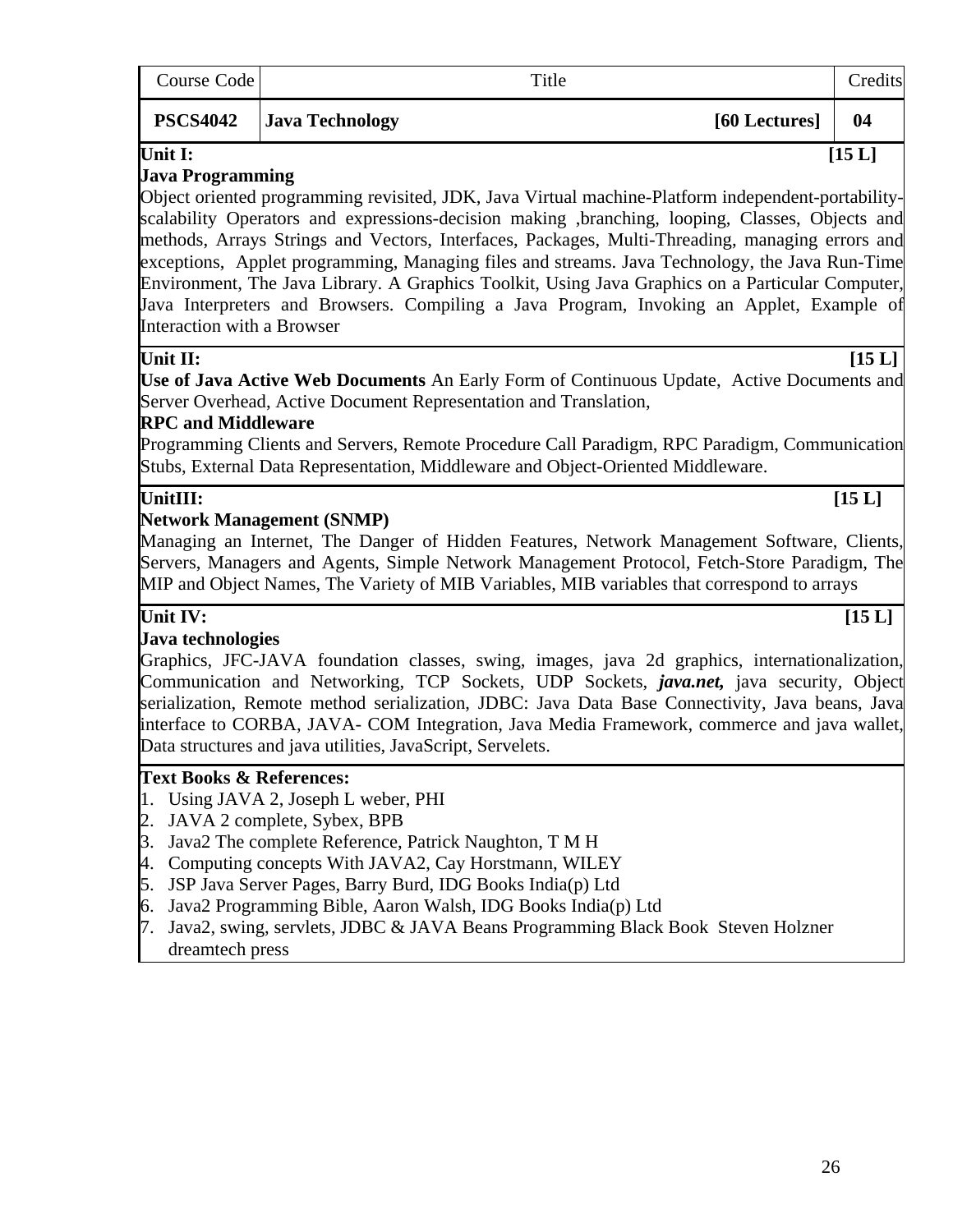| Course Code | Title | Credits |
|---|---|---|
| **PSCS4042** | **Java Technology** **[60 Lectures]** | **04** |

**Unit I:** **[15 L]**

**Java Programming**

Object oriented programming revisited, JDK, Java Virtual machine-Platform independent-portability-scalability Operators and expressions-decision making ,branching, looping, Classes, Objects and methods, Arrays Strings and Vectors, Interfaces, Packages, Multi-Threading, managing errors and exceptions, Applet programming, Managing files and streams. Java Technology, the Java Run-Time Environment, The Java Library. A Graphics Toolkit, Using Java Graphics on a Particular Computer, Java Interpreters and Browsers. Compiling a Java Program, Invoking an Applet, Example of Interaction with a Browser

**Unit II:** **[15 L]**

**Use of Java Active Web Documents** An Early Form of Continuous Update, Active Documents and Server Overhead, Active Document Representation and Translation,

**RPC and Middleware**

Programming Clients and Servers, Remote Procedure Call Paradigm, RPC Paradigm, Communication Stubs, External Data Representation, Middleware and Object-Oriented Middleware.

**UnitIII:** **[15 L]**

**Network Management (SNMP)**

Managing an Internet, The Danger of Hidden Features, Network Management Software, Clients, Servers, Managers and Agents, Simple Network Management Protocol, Fetch-Store Paradigm, The MIP and Object Names, The Variety of MIB Variables, MIB variables that correspond to arrays

**Unit IV:** **[15 L]**

**Java technologies**

Graphics, JFC-JAVA foundation classes, swing, images, java 2d graphics, internationalization, Communication and Networking, TCP Sockets, UDP Sockets, ***java.net,*** java security, Object serialization, Remote method serialization, JDBC: Java Data Base Connectivity, Java beans, Java interface to CORBA, JAVA- COM Integration, Java Media Framework, commerce and java wallet, Data structures and java utilities, JavaScript, Servelets.

**Text Books & References:**

1. Using JAVA 2, Joseph L weber, PHI
2. JAVA 2 complete, Sybex, BPB
3. Java2 The complete Reference, Patrick Naughton, T M H
4. Computing concepts With JAVA2, Cay Horstmann, WILEY
5. JSP Java Server Pages, Barry Burd, IDG Books India(p) Ltd
6. Java2 Programming Bible, Aaron Walsh, IDG Books India(p) Ltd
7. Java2, swing, servlets, JDBC & JAVA Beans Programming Black Book Steven Holzner dreamtech press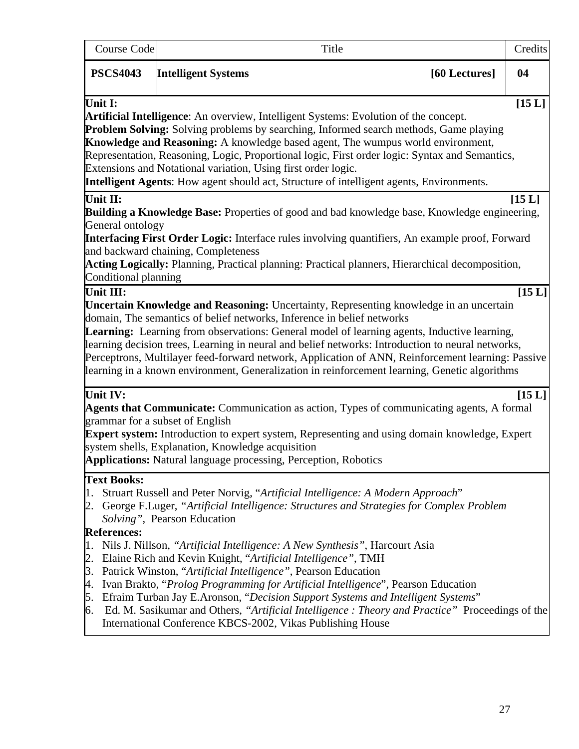| Course Code | Title | | Credits |
|---|---|---|---|
| **PSCS4043** | **Intelligent Systems** | **[60 Lectures]** | **04** |

**Unit I:** **[15 L]**

**Artificial Intelligence**: An overview, Intelligent Systems: Evolution of the concept.
**Problem Solving:** Solving problems by searching, Informed search methods, Game playing
**Knowledge and Reasoning:** A knowledge based agent, The wumpus world environment, Representation, Reasoning, Logic, Proportional logic, First order logic: Syntax and Semantics, Extensions and Notational variation, Using first order logic.
**Intelligent Agents**: How agent should act, Structure of intelligent agents, Environments.

**Unit II:** **[15 L]**

**Building a Knowledge Base:** Properties of good and bad knowledge base, Knowledge engineering, General ontology
**Interfacing First Order Logic:** Interface rules involving quantifiers, An example proof, Forward and backward chaining, Completeness
**Acting Logically:** Planning, Practical planning: Practical planners, Hierarchical decomposition, Conditional planning

**Unit III:** **[15 L]**

**Uncertain Knowledge and Reasoning:** Uncertainty, Representing knowledge in an uncertain domain, The semantics of belief networks, Inference in belief networks
**Learning:** Learning from observations: General model of learning agents, Inductive learning, learning decision trees, Learning in neural and belief networks: Introduction to neural networks, Perceptrons, Multilayer feed-forward network, Application of ANN, Reinforcement learning: Passive learning in a known environment, Generalization in reinforcement learning, Genetic algorithms

**Unit IV:** **[15 L]**

**Agents that Communicate:** Communication as action, Types of communicating agents, A formal grammar for a subset of English
**Expert system:** Introduction to expert system, Representing and using domain knowledge, Expert system shells, Explanation, Knowledge acquisition
**Applications:** Natural language processing, Perception, Robotics

**Text Books:**

1. Struart Russell and Peter Norvig, "*Artificial Intelligence: A Modern Approach*"
2. George F.Luger, *"Artificial Intelligence: Structures and Strategies for Complex Problem Solving"*, Pearson Education

**References:**

1. Nils J. Nillson, *"Artificial Intelligence: A New Synthesis"*, Harcourt Asia
2. Elaine Rich and Kevin Knight, "*Artificial Intelligence"*, TMH
3. Patrick Winston, "*Artificial Intelligence"*, Pearson Education
4. Ivan Brakto, "*Prolog Programming for Artificial Intelligence*", Pearson Education
5. Efraim Turban Jay E.Aronson, "*Decision Support Systems and Intelligent Systems*"
6. Ed. M. Sasikumar and Others, *"Artificial Intelligence : Theory and Practice"* Proceedings of the International Conference KBCS-2002, Vikas Publishing House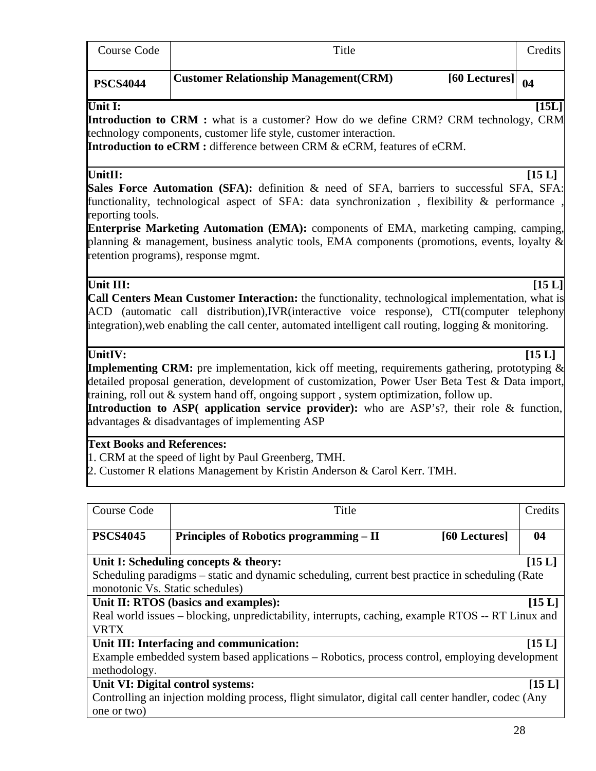| Course Code | Title | Credits |
|---|---|---|
| **PSCS4044** | **Customer Relationship Management(CRM) [60 Lectures]** | **04** |

**Unit I:** **[15L]**

**Introduction to CRM :** what is a customer? How do we define CRM? CRM technology, CRM technology components, customer life style, customer interaction.

**Introduction to eCRM :** difference between CRM & eCRM, features of eCRM.

**UnitII:** **[15 L]**

**Sales Force Automation (SFA):** definition & need of SFA, barriers to successful SFA, SFA: functionality, technological aspect of SFA: data synchronization , flexibility & performance , reporting tools.

**Enterprise Marketing Automation (EMA):** components of EMA, marketing camping, camping, planning & management, business analytic tools, EMA components (promotions, events, loyalty & retention programs), response mgmt.

**Unit III:** **[15 L]**

**Call Centers Mean Customer Interaction:** the functionality, technological implementation, what is ACD (automatic call distribution),IVR(interactive voice response), CTI(computer telephony integration),web enabling the call center, automated intelligent call routing, logging & monitoring.

**UnitIV:** **[15 L]**

**Implementing CRM:** pre implementation, kick off meeting, requirements gathering, prototyping & detailed proposal generation, development of customization, Power User Beta Test & Data import, training, roll out & system hand off, ongoing support , system optimization, follow up.

**Introduction to ASP( application service provider):** who are ASP's?, their role & function, advantages & disadvantages of implementing ASP

**Text Books and References:**

1. CRM at the speed of light by Paul Greenberg, TMH.
2. Customer R elations Management by Kristin Anderson & Carol Kerr. TMH.

| Course Code | Title | Credits |
|---|---|---|
| **PSCS4045** | **Principles of Robotics programming – II [60 Lectures]** | **04** |

**Unit I: Scheduling concepts & theory:** **[15 L]**

Scheduling paradigms – static and dynamic scheduling, current best practice in scheduling (Rate monotonic Vs. Static schedules)

**Unit II: RTOS (basics and examples):** **[15 L]**

Real world issues – blocking, unpredictability, interrupts, caching, example RTOS -- RT Linux and VRTX

**Unit III: Interfacing and communication:** **[15 L]**

Example embedded system based applications – Robotics, process control, employing development methodology.

**Unit VI: Digital control systems:** **[15 L]**

Controlling an injection molding process, flight simulator, digital call center handler, codec (Any one or two)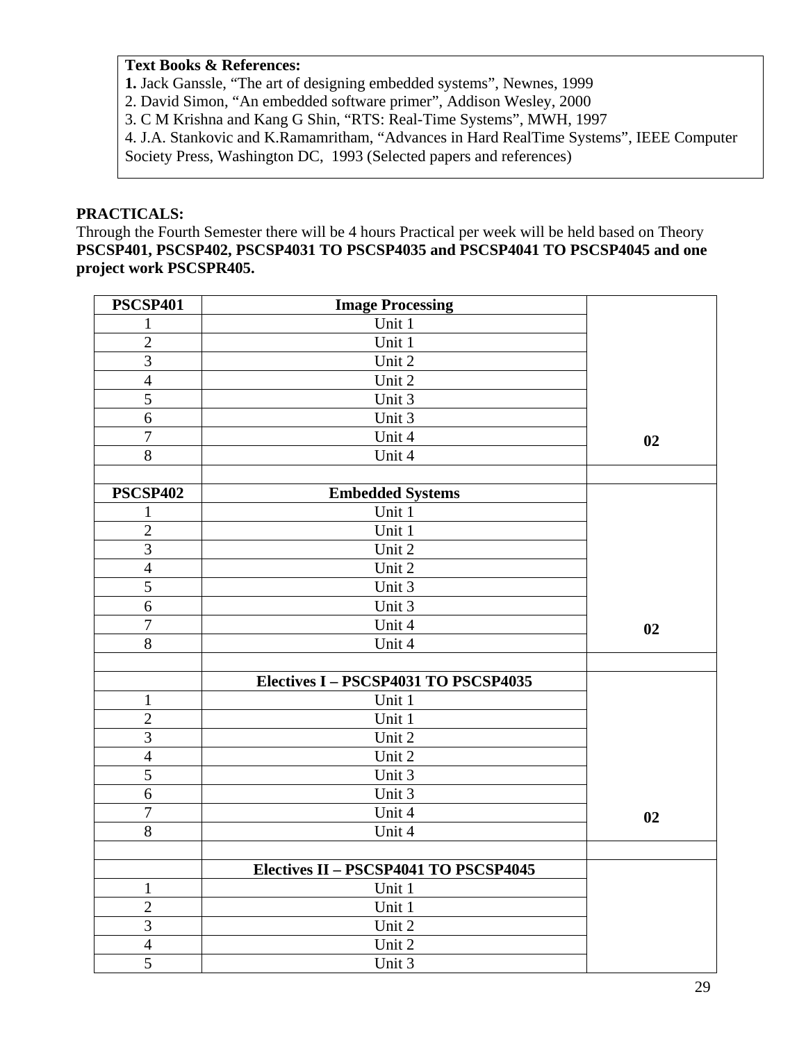**Text Books & References:**

**1.** Jack Ganssle, "The art of designing embedded systems", Newnes, 1999
2. David Simon, "An embedded software primer", Addison Wesley, 2000
3. C M Krishna and Kang G Shin, "RTS: Real-Time Systems", MWH, 1997
4. J.A. Stankovic and K.Ramamritham, "Advances in Hard RealTime Systems", IEEE Computer Society Press, Washington DC, 1993 (Selected papers and references)

**PRACTICALS:**

Through the Fourth Semester there will be 4 hours Practical per week will be held based on Theory **PSCSP401, PSCSP402, PSCSP4031 TO PSCSP4035 and PSCSP4041 TO PSCSP4045 and one project work PSCSPR405.**

| **PSCSP401** | **Image Processing** | |
|---|---|---|
| 1 | Unit 1 | |
| 2 | Unit 1 | |
| 3 | Unit 2 | |
| 4 | Unit 2 | |
| 5 | Unit 3 | |
| 6 | Unit 3 | |
| 7 | Unit 4 | **02** |
| 8 | Unit 4 | |
| | | |
| **PSCSP402** | **Embedded Systems** | |
| 1 | Unit 1 | |
| 2 | Unit 1 | |
| 3 | Unit 2 | |
| 4 | Unit 2 | |
| 5 | Unit 3 | |
| 6 | Unit 3 | |
| 7 | Unit 4 | **02** |
| 8 | Unit 4 | |
| | | |
| | **Electives I – PSCSP4031 TO PSCSP4035** | |
| 1 | Unit 1 | |
| 2 | Unit 1 | |
| 3 | Unit 2 | |
| 4 | Unit 2 | |
| 5 | Unit 3 | |
| 6 | Unit 3 | |
| 7 | Unit 4 | **02** |
| 8 | Unit 4 | |
| | | |
| | **Electives II – PSCSP4041 TO PSCSP4045** | |
| 1 | Unit 1 | |
| 2 | Unit 1 | |
| 3 | Unit 2 | |
| 4 | Unit 2 | |
| 5 | Unit 3 | |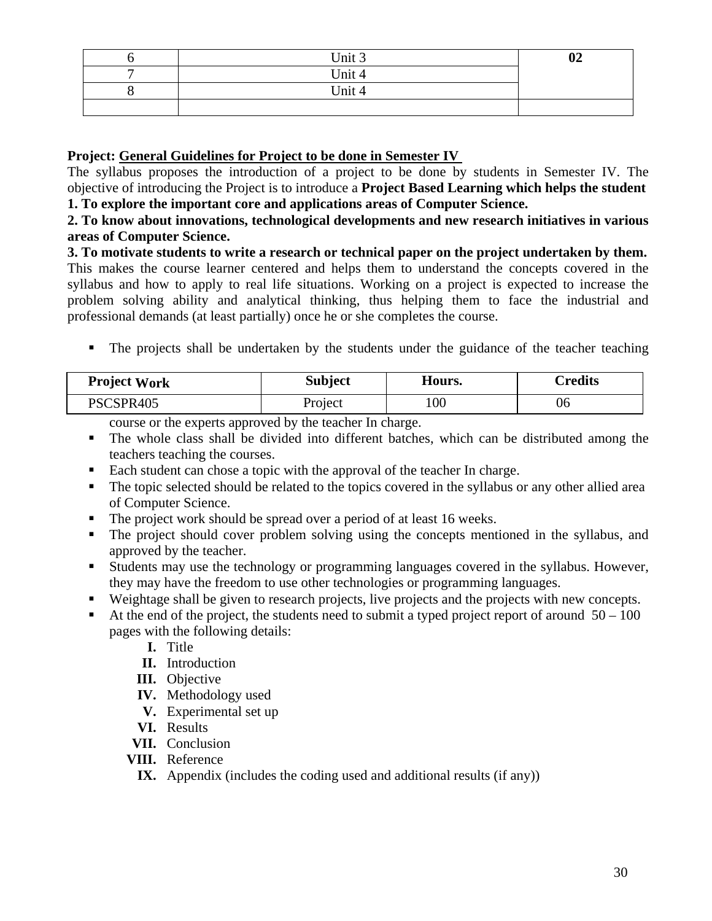| 6 | Unit 3 | 02 |
|---|---|---|
| 7 | Unit 4 | |
| 8 | Unit 4 | |
| | | |

**Project: General Guidelines for Project to be done in Semester IV**

The syllabus proposes the introduction of a project to be done by students in Semester IV. The objective of introducing the Project is to introduce a **Project Based Learning which helps the student**

**1. To explore the important core and applications areas of Computer Science.**

**2. To know about innovations, technological developments and new research initiatives in various areas of Computer Science.**

**3. To motivate students to write a research or technical paper on the project undertaken by them.**

This makes the course learner centered and helps them to understand the concepts covered in the syllabus and how to apply to real life situations. Working on a project is expected to increase the problem solving ability and analytical thinking, thus helping them to face the industrial and professional demands (at least partially) once he or she completes the course.

| Project Work | Subject | Hours. | Credits |
|---|---|---|---|
| PSCSPR405 | Project | 100 | 06 |

- The projects shall be undertaken by the students under the guidance of the teacher teaching course or the experts approved by the teacher In charge.
- The whole class shall be divided into different batches, which can be distributed among the teachers teaching the courses.
- Each student can chose a topic with the approval of the teacher In charge.
- The topic selected should be related to the topics covered in the syllabus or any other allied area of Computer Science.
- The project work should be spread over a period of at least 16 weeks.
- The project should cover problem solving using the concepts mentioned in the syllabus, and approved by the teacher.
- Students may use the technology or programming languages covered in the syllabus. However, they may have the freedom to use other technologies or programming languages.
- Weightage shall be given to research projects, live projects and the projects with new concepts.
- At the end of the project, the students need to submit a typed project report of around 50 – 100 pages with the following details:
    - **I.** Title
    - **II.** Introduction
    - **III.** Objective
    - **IV.** Methodology used
    - **V.** Experimental set up
    - **VI.** Results
    - **VII.** Conclusion
    - **VIII.** Reference
    - **IX.** Appendix (includes the coding used and additional results (if any))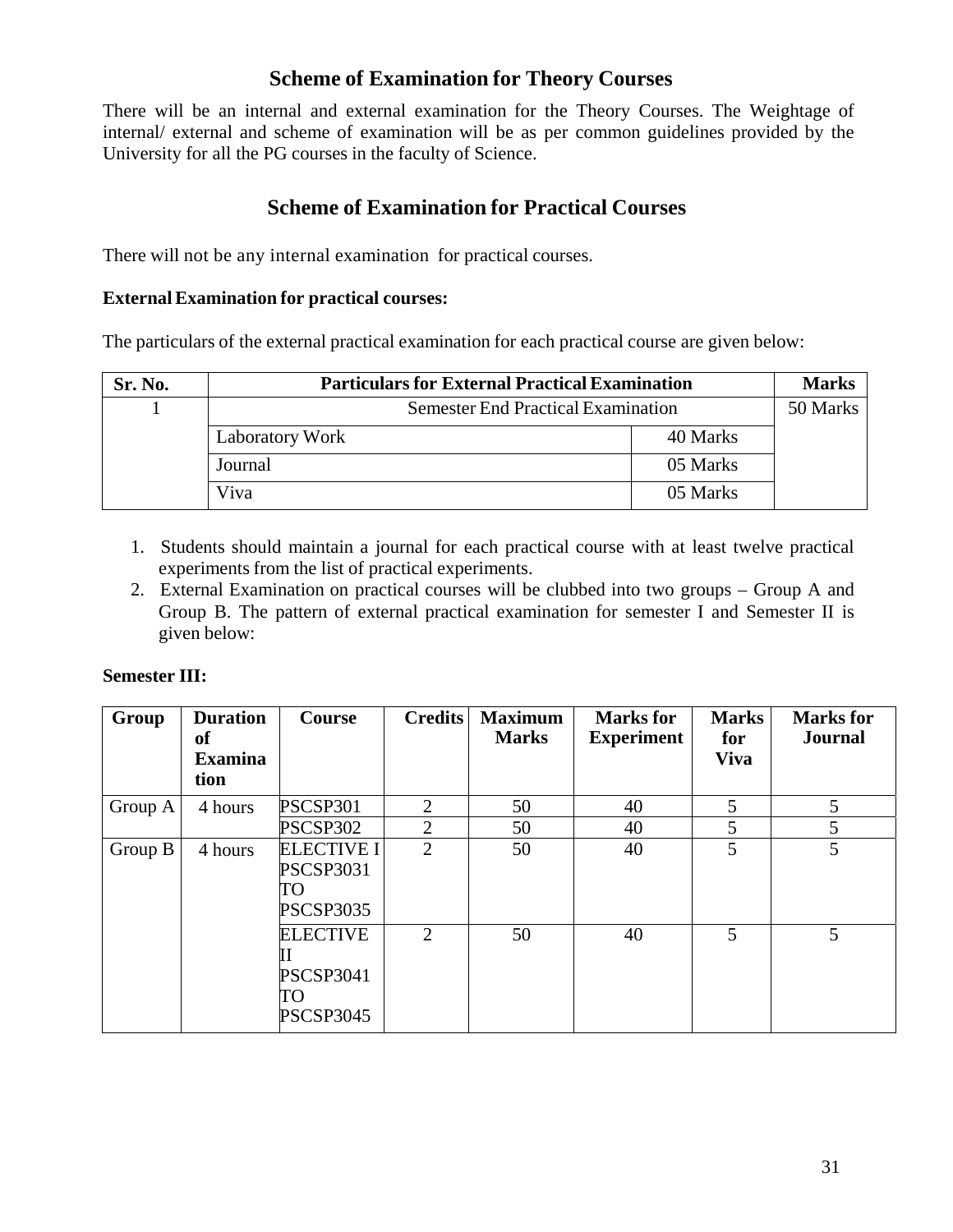## Scheme of Examination for Theory Courses

There will be an internal and external examination for the Theory Courses. The Weightage of internal/ external and scheme of examination will be as per common guidelines provided by the University for all the PG courses in the faculty of Science.

## Scheme of Examination for Practical Courses

There will not be any internal examination for practical courses.

**External Examination for practical courses:**

The particulars of the external practical examination for each practical course are given below:

| Sr. No. | Particulars for External Practical Examination | | Marks |
|---|---|---|---|
| 1 | Semester End Practical Examination | | 50 Marks |
| | Laboratory Work | 40 Marks | |
| | Journal | 05 Marks | |
| | Viva | 05 Marks | |

1. Students should maintain a journal for each practical course with at least twelve practical experiments from the list of practical experiments.
2. External Examination on practical courses will be clubbed into two groups – Group A and Group B. The pattern of external practical examination for semester I and Semester II is given below:

**Semester III:**

| Group | Duration of Examination | Course | Credits | Maximum Marks | Marks for Experiment | Marks for Viva | Marks for Journal |
|---|---|---|---|---|---|---|---|
| Group A | 4 hours | PSCSP301 | 2 | 50 | 40 | 5 | 5 |
| | | PSCSP302 | 2 | 50 | 40 | 5 | 5 |
| Group B | 4 hours | ELECTIVE I PSCSP3031 TO PSCSP3035 | 2 | 50 | 40 | 5 | 5 |
| | | ELECTIVE II PSCSP3041 TO PSCSP3045 | 2 | 50 | 40 | 5 | 5 |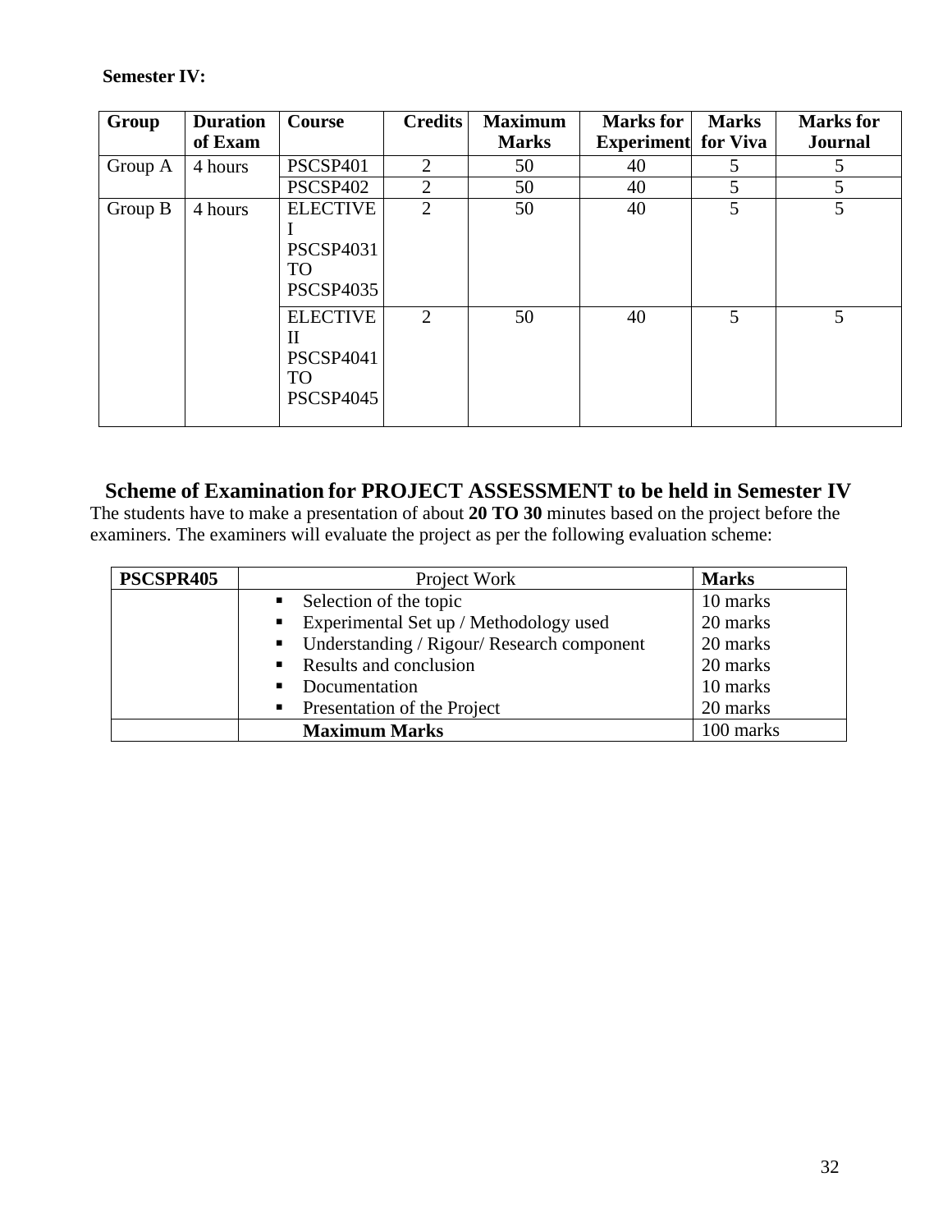**Semester IV:**

| Group | Duration of Exam | Course | Credits | Maximum Marks | Marks for Experiment | Marks for Viva | Marks for Journal |
|---|---|---|---|---|---|---|---|
| Group A | 4 hours | PSCSP401 | 2 | 50 | 40 | 5 | 5 |
| | | PSCSP402 | 2 | 50 | 40 | 5 | 5 |
| Group B | 4 hours | ELECTIVE I PSCSP4031 TO PSCSP4035 | 2 | 50 | 40 | 5 | 5 |
| | | ELECTIVE II PSCSP4041 TO PSCSP4045 | 2 | 50 | 40 | 5 | 5 |

## Scheme of Examination for PROJECT ASSESSMENT to be held in Semester IV

The students have to make a presentation of about **20 TO 30** minutes based on the project before the examiners. The examiners will evaluate the project as per the following evaluation scheme:

| PSCSPR405 | Project Work | Marks |
|---|---|---|
| | ▪ Selection of the topic | 10 marks |
| | ▪ Experimental Set up / Methodology used | 20 marks |
| | ▪ Understanding / Rigour/ Research component | 20 marks |
| | ▪ Results and conclusion | 20 marks |
| | ▪ Documentation | 10 marks |
| | ▪ Presentation of the Project | 20 marks |
| | **Maximum Marks** | 100 marks |